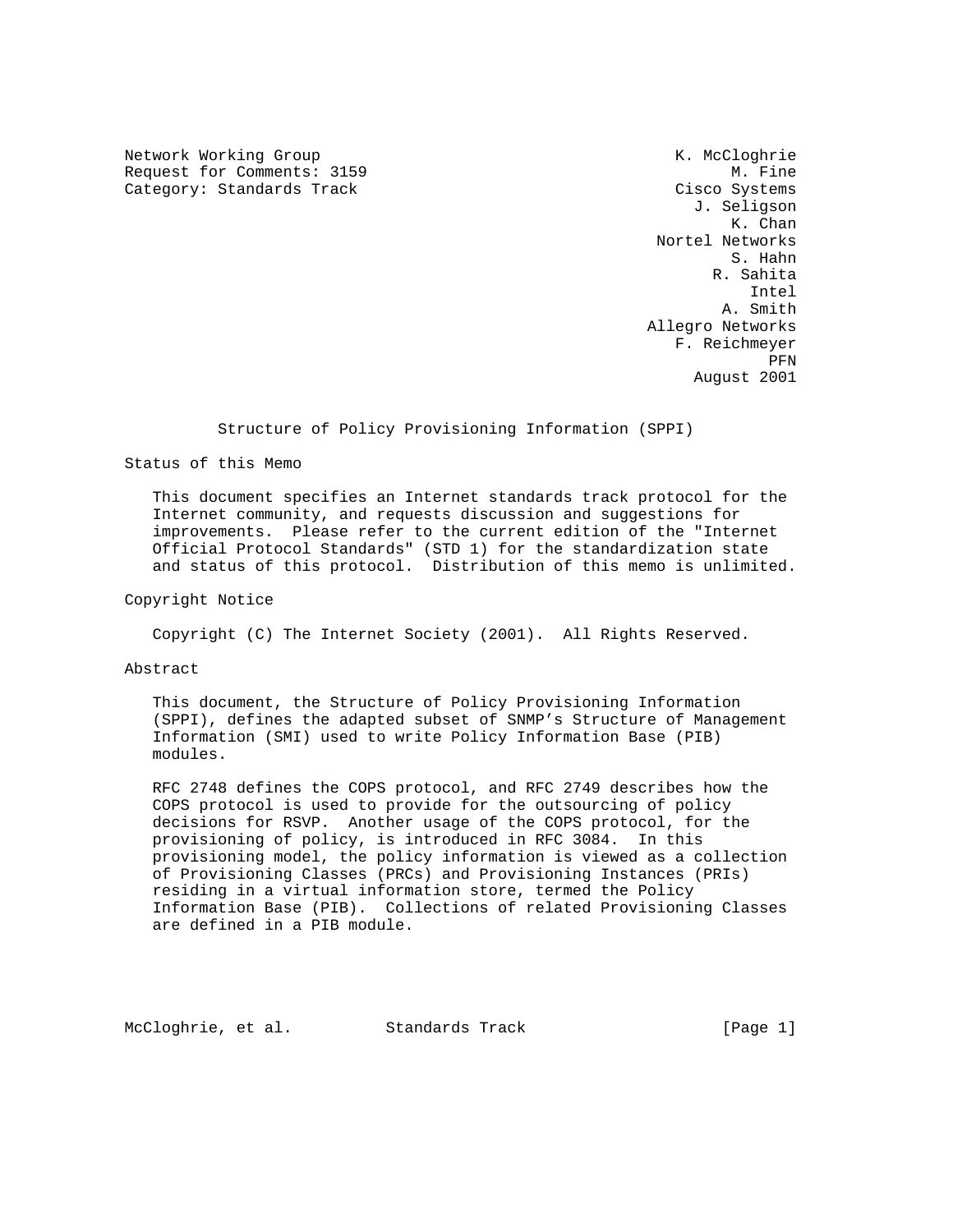Network Working Group K. McCloghrie
Request for Comments: 3159 M. Fine
Category: Standards Track Cisco Systems
J. Seligson
K. Chan
Nortel Networks
S. Hahn
R. Sahita
Intel
A. Smith
Allegro Networks
F. Reichmeyer
PFN
August 2001

# Structure of Policy Provisioning Information (SPPI)

## Status of this Memo

This document specifies an Internet standards track protocol for the Internet community, and requests discussion and suggestions for improvements. Please refer to the current edition of the "Internet Official Protocol Standards" (STD 1) for the standardization state and status of this protocol. Distribution of this memo is unlimited.

## Copyright Notice

Copyright (C) The Internet Society (2001). All Rights Reserved.

## Abstract

This document, the Structure of Policy Provisioning Information (SPPI), defines the adapted subset of SNMP's Structure of Management Information (SMI) used to write Policy Information Base (PIB) modules.

RFC 2748 defines the COPS protocol, and RFC 2749 describes how the COPS protocol is used to provide for the outsourcing of policy decisions for RSVP. Another usage of the COPS protocol, for the provisioning of policy, is introduced in RFC 3084. In this provisioning model, the policy information is viewed as a collection of Provisioning Classes (PRCs) and Provisioning Instances (PRIs) residing in a virtual information store, termed the Policy Information Base (PIB). Collections of related Provisioning Classes are defined in a PIB module.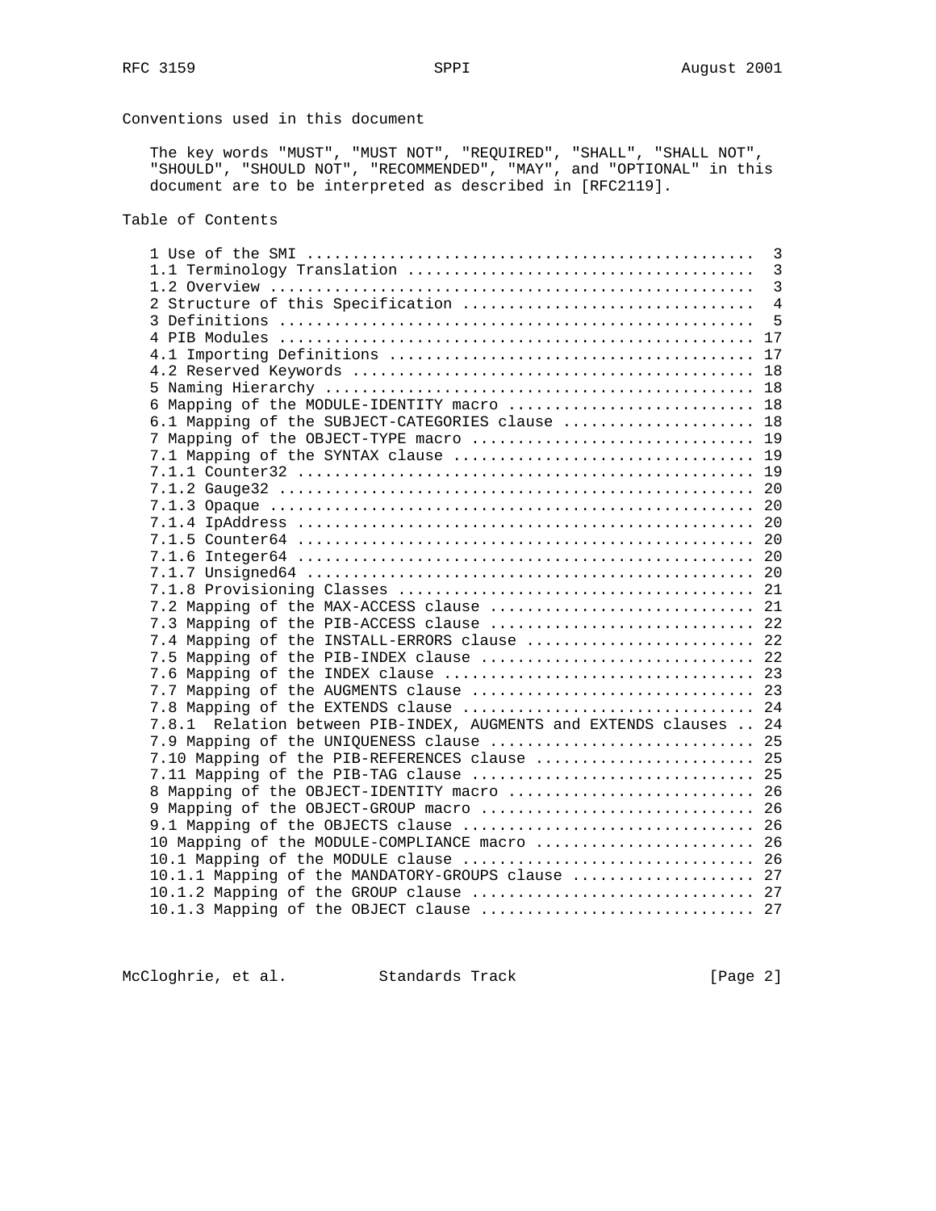Conventions used in this document

The key words "MUST", "MUST NOT", "REQUIRED", "SHALL", "SHALL NOT", "SHOULD", "SHOULD NOT", "RECOMMENDED", "MAY", and "OPTIONAL" in this document are to be interpreted as described in [RFC2119].

Table of Contents

```
1 Use of the SMI ................................................  3
1.1 Terminology Translation .....................................  3
1.2 Overview ....................................................  3
2 Structure of this Specification ...............................  4
3 Definitions ...................................................  5
4 PIB Modules ................................................... 17
4.1 Importing Definitions ....................................... 17
4.2 Reserved Keywords ........................................... 18
5 Naming Hierarchy .............................................. 18
6 Mapping of the MODULE-IDENTITY macro .......................... 18
6.1 Mapping of the SUBJECT-CATEGORIES clause .................... 18
7 Mapping of the OBJECT-TYPE macro .............................. 19
7.1 Mapping of the SYNTAX clause ................................ 19
7.1.1 Counter32 ................................................. 19
7.1.2 Gauge32 ................................................... 20
7.1.3 Opaque .................................................... 20
7.1.4 IpAddress ................................................. 20
7.1.5 Counter64 ................................................. 20
7.1.6 Integer64 ................................................. 20
7.1.7 Unsigned64 ................................................ 20
7.1.8 Provisioning Classes ...................................... 21
7.2 Mapping of the MAX-ACCESS clause ............................ 21
7.3 Mapping of the PIB-ACCESS clause ............................ 22
7.4 Mapping of the INSTALL-ERRORS clause ........................ 22
7.5 Mapping of the PIB-INDEX clause ............................. 22
7.6 Mapping of the INDEX clause ................................. 23
7.7 Mapping of the AUGMENTS clause .............................. 23
7.8 Mapping of the EXTENDS clause ............................... 24
7.8.1  Relation between PIB-INDEX, AUGMENTS and EXTENDS clauses .. 24
7.9 Mapping of the UNIQUENESS clause ............................ 25
7.10 Mapping of the PIB-REFERENCES clause ....................... 25
7.11 Mapping of the PIB-TAG clause .............................. 25
8 Mapping of the OBJECT-IDENTITY macro .......................... 26
9 Mapping of the OBJECT-GROUP macro ............................. 26
9.1 Mapping of the OBJECTS clause ............................... 26
10 Mapping of the MODULE-COMPLIANCE macro ....................... 26
10.1 Mapping of the MODULE clause ............................... 26
10.1.1 Mapping of the MANDATORY-GROUPS clause ................... 27
10.1.2 Mapping of the GROUP clause .............................. 27
10.1.3 Mapping of the OBJECT clause ............................. 27
```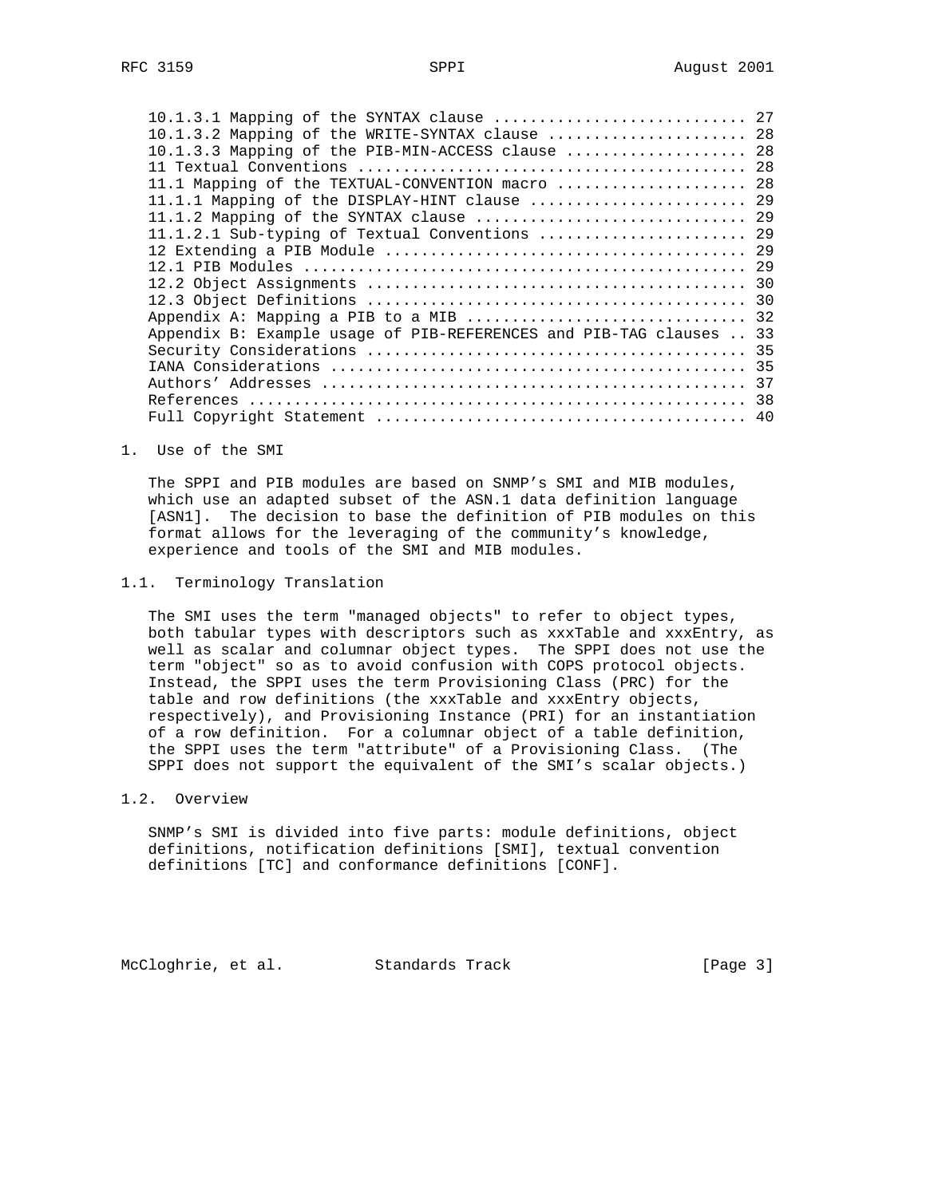10.1.3.1 Mapping of the SYNTAX clause ........................... 27
10.1.3.2 Mapping of the WRITE-SYNTAX clause ..................... 28
10.1.3.3 Mapping of the PIB-MIN-ACCESS clause ................... 28
11 Textual Conventions .......................................... 28
11.1 Mapping of the TEXTUAL-CONVENTION macro .................... 28
11.1.1 Mapping of the DISPLAY-HINT clause ....................... 29
11.1.2 Mapping of the SYNTAX clause ............................. 29
11.1.2.1 Sub-typing of Textual Conventions ...................... 29
12 Extending a PIB Module ....................................... 29
12.1 PIB Modules ................................................ 29
12.2 Object Assignments ......................................... 30
12.3 Object Definitions ......................................... 30
Appendix A: Mapping a PIB to a MIB .............................. 32
Appendix B: Example usage of PIB-REFERENCES and PIB-TAG clauses .. 33
Security Considerations ......................................... 35
IANA Considerations ............................................. 35
Authors' Addresses .............................................. 37
References ...................................................... 38
Full Copyright Statement ........................................ 40

# 1. Use of the SMI

The SPPI and PIB modules are based on SNMP's SMI and MIB modules, which use an adapted subset of the ASN.1 data definition language [ASN1]. The decision to base the definition of PIB modules on this format allows for the leveraging of the community's knowledge, experience and tools of the SMI and MIB modules.

## 1.1. Terminology Translation

The SMI uses the term "managed objects" to refer to object types, both tabular types with descriptors such as xxxTable and xxxEntry, as well as scalar and columnar object types. The SPPI does not use the term "object" so as to avoid confusion with COPS protocol objects. Instead, the SPPI uses the term Provisioning Class (PRC) for the table and row definitions (the xxxTable and xxxEntry objects, respectively), and Provisioning Instance (PRI) for an instantiation of a row definition. For a columnar object of a table definition, the SPPI uses the term "attribute" of a Provisioning Class. (The SPPI does not support the equivalent of the SMI's scalar objects.)

## 1.2. Overview

SNMP's SMI is divided into five parts: module definitions, object definitions, notification definitions [SMI], textual convention definitions [TC] and conformance definitions [CONF].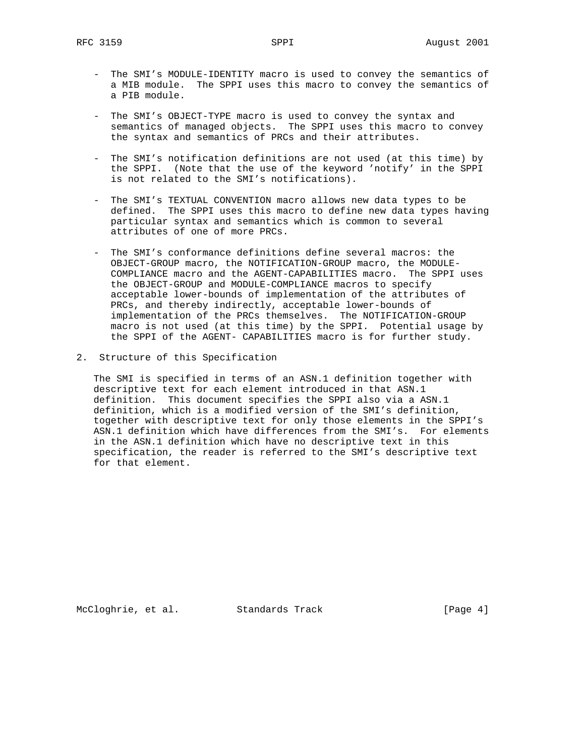- The SMI's MODULE-IDENTITY macro is used to convey the semantics of a MIB module. The SPPI uses this macro to convey the semantics of a PIB module.

- The SMI's OBJECT-TYPE macro is used to convey the syntax and semantics of managed objects. The SPPI uses this macro to convey the syntax and semantics of PRCs and their attributes.

- The SMI's notification definitions are not used (at this time) by the SPPI. (Note that the use of the keyword 'notify' in the SPPI is not related to the SMI's notifications).

- The SMI's TEXTUAL CONVENTION macro allows new data types to be defined. The SPPI uses this macro to define new data types having particular syntax and semantics which is common to several attributes of one of more PRCs.

- The SMI's conformance definitions define several macros: the OBJECT-GROUP macro, the NOTIFICATION-GROUP macro, the MODULE-COMPLIANCE macro and the AGENT-CAPABILITIES macro. The SPPI uses the OBJECT-GROUP and MODULE-COMPLIANCE macros to specify acceptable lower-bounds of implementation of the attributes of PRCs, and thereby indirectly, acceptable lower-bounds of implementation of the PRCs themselves. The NOTIFICATION-GROUP macro is not used (at this time) by the SPPI. Potential usage by the SPPI of the AGENT- CAPABILITIES macro is for further study.

## 2. Structure of this Specification

The SMI is specified in terms of an ASN.1 definition together with descriptive text for each element introduced in that ASN.1 definition. This document specifies the SPPI also via a ASN.1 definition, which is a modified version of the SMI's definition, together with descriptive text for only those elements in the SPPI's ASN.1 definition which have differences from the SMI's. For elements in the ASN.1 definition which have no descriptive text in this specification, the reader is referred to the SMI's descriptive text for that element.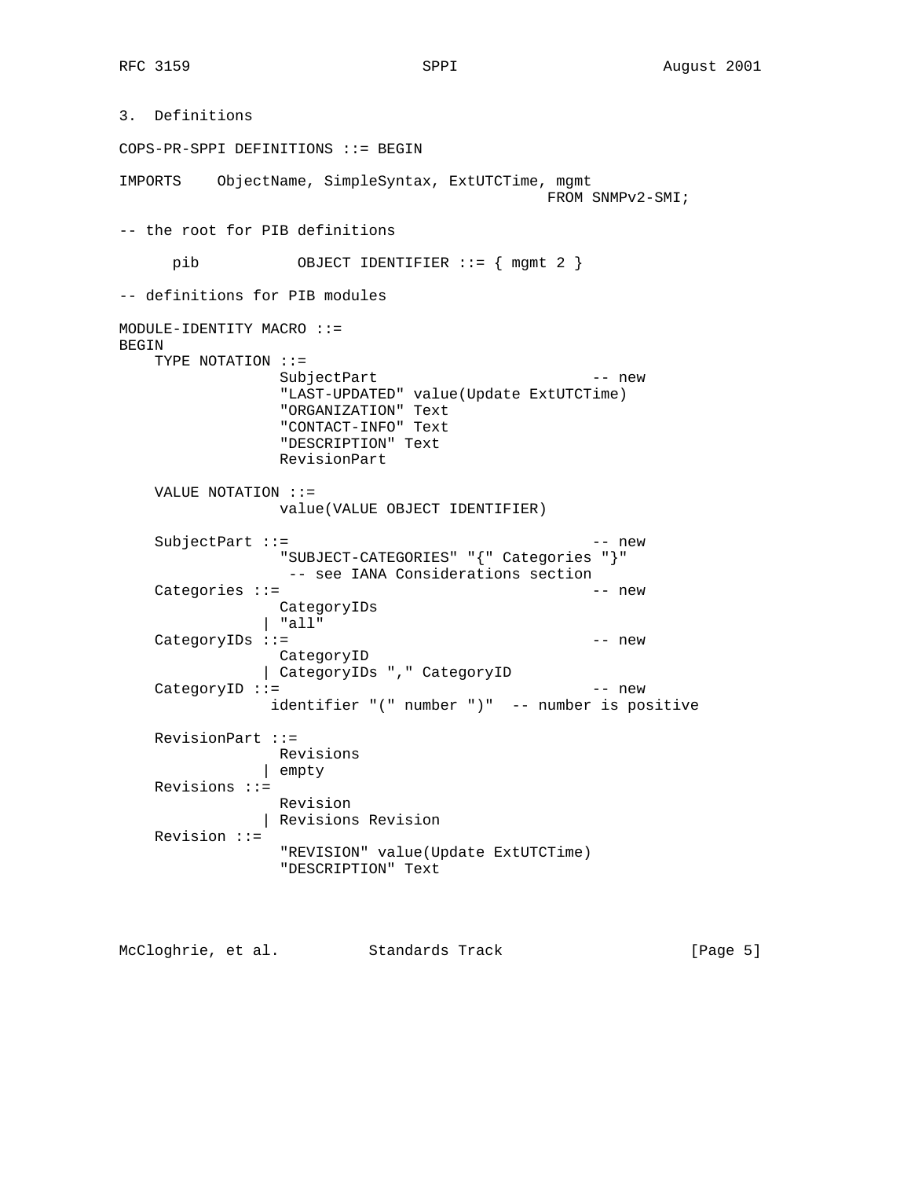## 3. Definitions

```
COPS-PR-SPPI DEFINITIONS ::= BEGIN

IMPORTS    ObjectName, SimpleSyntax, ExtUTCTime, mgmt
                                               FROM SNMPv2-SMI;

-- the root for PIB definitions

      pib           OBJECT IDENTIFIER ::= { mgmt 2 }

-- definitions for PIB modules

MODULE-IDENTITY MACRO ::=
BEGIN
    TYPE NOTATION ::=
                  SubjectPart                         -- new
                  "LAST-UPDATED" value(Update ExtUTCTime)
                  "ORGANIZATION" Text
                  "CONTACT-INFO" Text
                  "DESCRIPTION" Text
                  RevisionPart

    VALUE NOTATION ::=
                  value(VALUE OBJECT IDENTIFIER)

    SubjectPart ::=                                   -- new
                  "SUBJECT-CATEGORIES" "{" Categories "}"
                   -- see IANA Considerations section
    Categories ::=                                    -- new
                  CategoryIDs
                | "all"
    CategoryIDs ::=                                   -- new
                  CategoryID
                | CategoryIDs "," CategoryID
    CategoryID ::=                                    -- new
                 identifier "(" number ")"  -- number is positive

    RevisionPart ::=
                  Revisions
                | empty
    Revisions ::=
                  Revision
                | Revisions Revision
    Revision ::=
                  "REVISION" value(Update ExtUTCTime)
                  "DESCRIPTION" Text
```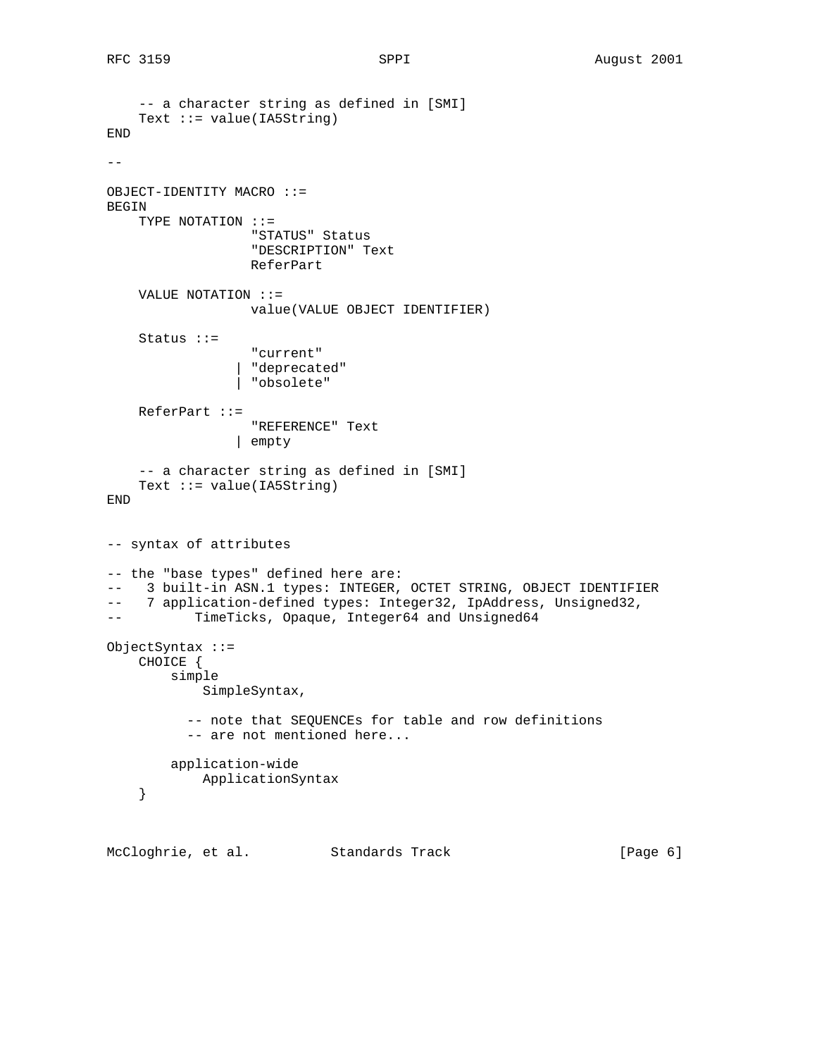```
    -- a character string as defined in [SMI]
    Text ::= value(IA5String)
END

--

OBJECT-IDENTITY MACRO ::=
BEGIN
    TYPE NOTATION ::=
                  "STATUS" Status
                  "DESCRIPTION" Text
                  ReferPart

    VALUE NOTATION ::=
                  value(VALUE OBJECT IDENTIFIER)

    Status ::=
                  "current"
                | "deprecated"
                | "obsolete"

    ReferPart ::=
                  "REFERENCE" Text
                | empty

    -- a character string as defined in [SMI]
    Text ::= value(IA5String)
END


-- syntax of attributes

-- the "base types" defined here are:
--   3 built-in ASN.1 types: INTEGER, OCTET STRING, OBJECT IDENTIFIER
--   7 application-defined types: Integer32, IpAddress, Unsigned32,
--          TimeTicks, Opaque, Integer64 and Unsigned64

ObjectSyntax ::=
    CHOICE {
        simple
            SimpleSyntax,

          -- note that SEQUENCEs for table and row definitions
          -- are not mentioned here...

        application-wide
            ApplicationSyntax
    }
```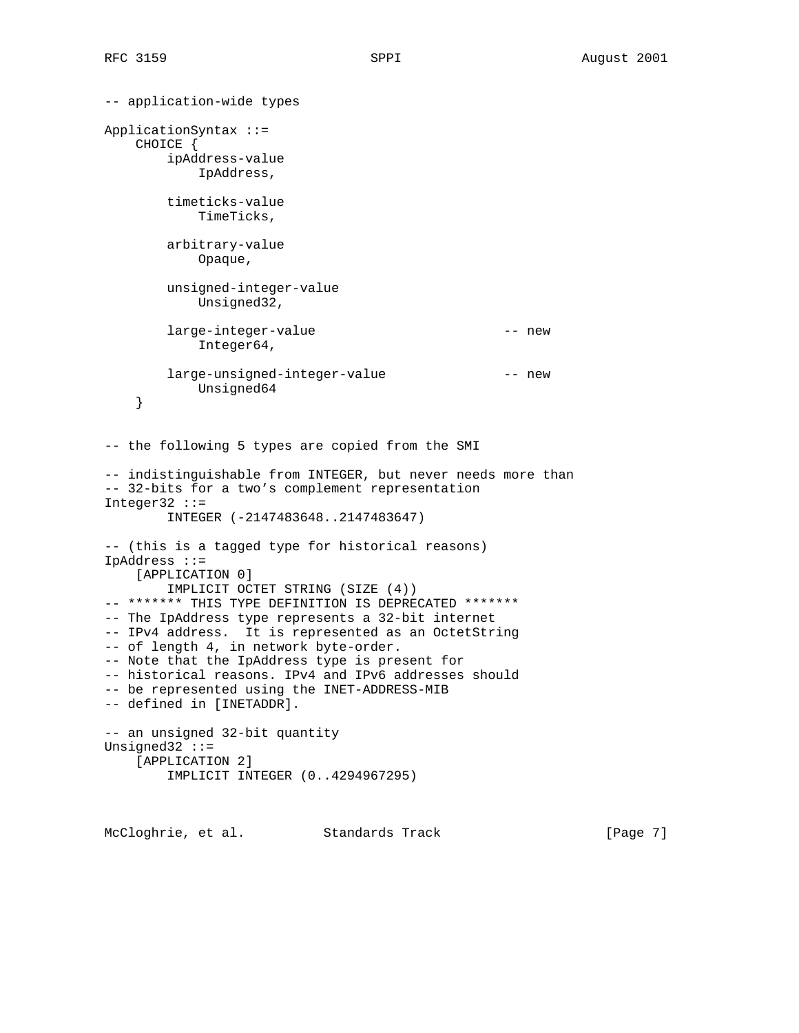```
-- application-wide types

ApplicationSyntax ::=
    CHOICE {
        ipAddress-value
            IpAddress,

        timeticks-value
            TimeTicks,

        arbitrary-value
            Opaque,

        unsigned-integer-value
            Unsigned32,

        large-integer-value                        -- new
            Integer64,

        large-unsigned-integer-value               -- new
            Unsigned64
    }


-- the following 5 types are copied from the SMI

-- indistinguishable from INTEGER, but never needs more than
-- 32-bits for a two's complement representation
Integer32 ::=
        INTEGER (-2147483648..2147483647)

-- (this is a tagged type for historical reasons)
IpAddress ::=
    [APPLICATION 0]
        IMPLICIT OCTET STRING (SIZE (4))
-- ******* THIS TYPE DEFINITION IS DEPRECATED *******
-- The IpAddress type represents a 32-bit internet
-- IPv4 address.  It is represented as an OctetString
-- of length 4, in network byte-order.
-- Note that the IpAddress type is present for
-- historical reasons. IPv4 and IPv6 addresses should
-- be represented using the INET-ADDRESS-MIB
-- defined in [INETADDR].

-- an unsigned 32-bit quantity
Unsigned32 ::=
    [APPLICATION 2]
        IMPLICIT INTEGER (0..4294967295)
```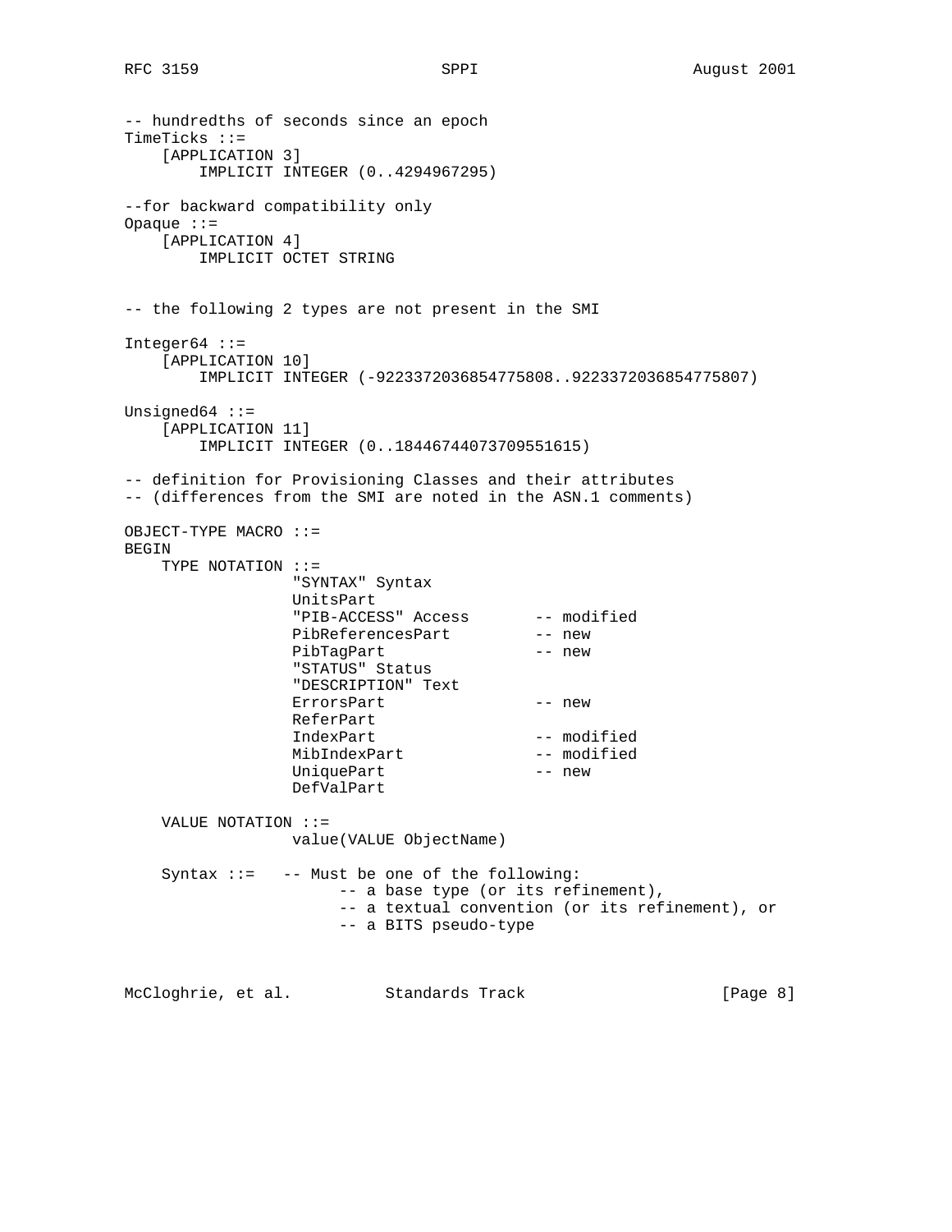```
-- hundredths of seconds since an epoch
TimeTicks ::=
    [APPLICATION 3]
        IMPLICIT INTEGER (0..4294967295)

--for backward compatibility only
Opaque ::=
    [APPLICATION 4]
        IMPLICIT OCTET STRING


-- the following 2 types are not present in the SMI

Integer64 ::=
    [APPLICATION 10]
        IMPLICIT INTEGER (-9223372036854775808..9223372036854775807)

Unsigned64 ::=
    [APPLICATION 11]
        IMPLICIT INTEGER (0..18446744073709551615)

-- definition for Provisioning Classes and their attributes
-- (differences from the SMI are noted in the ASN.1 comments)

OBJECT-TYPE MACRO ::=
BEGIN
    TYPE NOTATION ::=
                  "SYNTAX" Syntax
                  UnitsPart
                  "PIB-ACCESS" Access       -- modified
                  PibReferencesPart         -- new
                  PibTagPart                -- new
                  "STATUS" Status
                  "DESCRIPTION" Text
                  ErrorsPart                -- new
                  ReferPart
                  IndexPart                 -- modified
                  MibIndexPart              -- modified
                  UniquePart                -- new
                  DefValPart

    VALUE NOTATION ::=
                  value(VALUE ObjectName)

    Syntax ::=   -- Must be one of the following:
                       -- a base type (or its refinement),
                       -- a textual convention (or its refinement), or
                       -- a BITS pseudo-type
```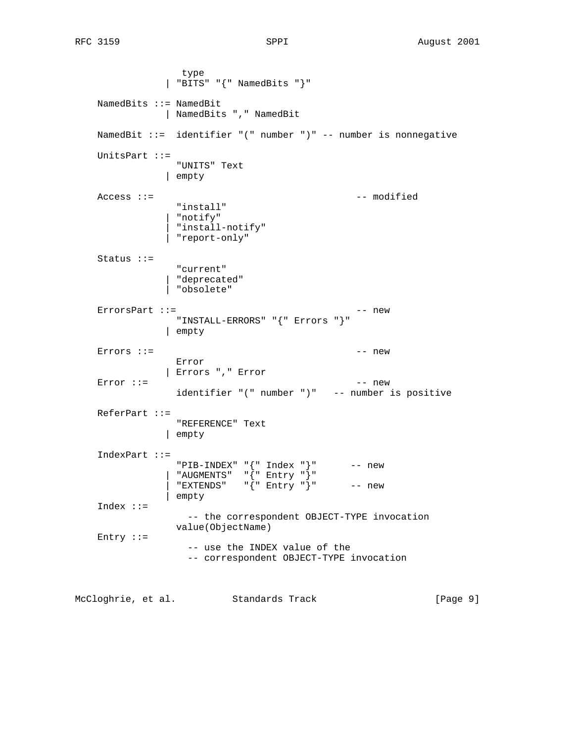```
                 type
               | "BITS" "{" NamedBits "}"

    NamedBits ::= NamedBit
               | NamedBits "," NamedBit

    NamedBit ::=  identifier "(" number ")" -- number is nonnegative

    UnitsPart ::=
                "UNITS" Text
               | empty

    Access ::=                                  -- modified
                "install"
               | "notify"
               | "install-notify"
               | "report-only"

    Status ::=
                "current"
               | "deprecated"
               | "obsolete"

    ErrorsPart ::=                              -- new
                "INSTALL-ERRORS" "{" Errors "}"
               | empty

    Errors ::=                                  -- new
                Error
               | Errors "," Error
    Error ::=                                   -- new
                identifier "(" number ")"   -- number is positive

    ReferPart ::=
                "REFERENCE" Text
               | empty

    IndexPart ::=
                "PIB-INDEX" "{" Index "}"      -- new
               | "AUGMENTS"  "{" Entry "}"
               | "EXTENDS"   "{" Entry "}"      -- new
               | empty
    Index ::=
                  -- the correspondent OBJECT-TYPE invocation
                value(ObjectName)
    Entry ::=
                  -- use the INDEX value of the
                  -- correspondent OBJECT-TYPE invocation
```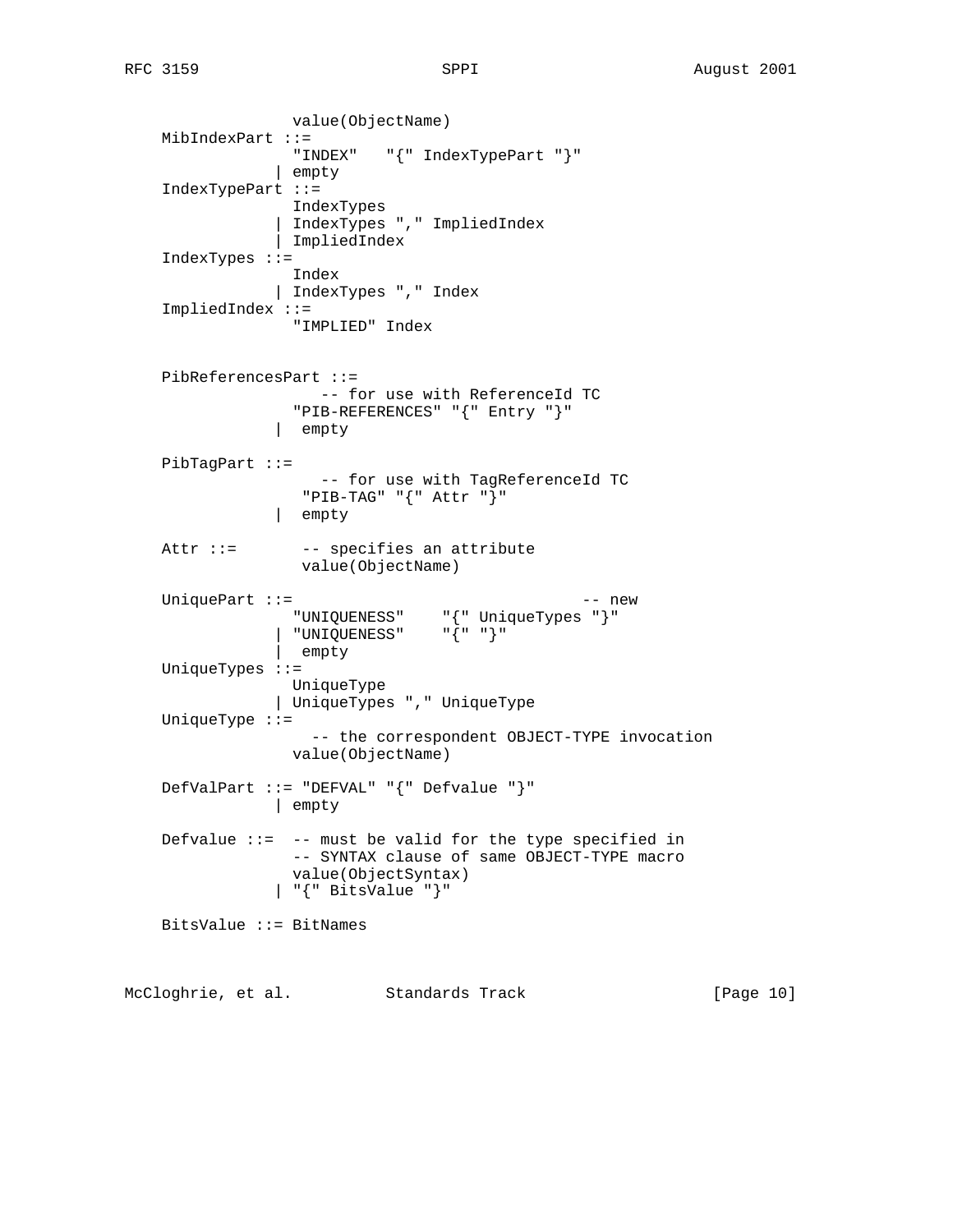```
                 value(ObjectName)
    MibIndexPart ::=
                 "INDEX"   "{" IndexTypePart "}"
                | empty
    IndexTypePart ::=
                 IndexTypes
                | IndexTypes "," ImpliedIndex
                | ImpliedIndex
    IndexTypes ::=
                 Index
                | IndexTypes "," Index
    ImpliedIndex ::=
                 "IMPLIED" Index


    PibReferencesPart ::=
                    -- for use with ReferenceId TC
                 "PIB-REFERENCES" "{" Entry "}"
                |  empty

    PibTagPart ::=
                    -- for use with TagReferenceId TC
                  "PIB-TAG" "{" Attr "}"
                |  empty

    Attr ::=       -- specifies an attribute
                  value(ObjectName)

    UniquePart ::=                              -- new
                 "UNIQUENESS"    "{" UniqueTypes "}"
                | "UNIQUENESS"    "{" "}"
                |  empty
    UniqueTypes ::=
                 UniqueType
                | UniqueTypes "," UniqueType
    UniqueType ::=
                   -- the correspondent OBJECT-TYPE invocation
                 value(ObjectName)

    DefValPart ::= "DEFVAL" "{" Defvalue "}"
                | empty

    Defvalue ::=  -- must be valid for the type specified in
                 -- SYNTAX clause of same OBJECT-TYPE macro
                 value(ObjectSyntax)
                | "{" BitsValue "}"

    BitsValue ::= BitNames
```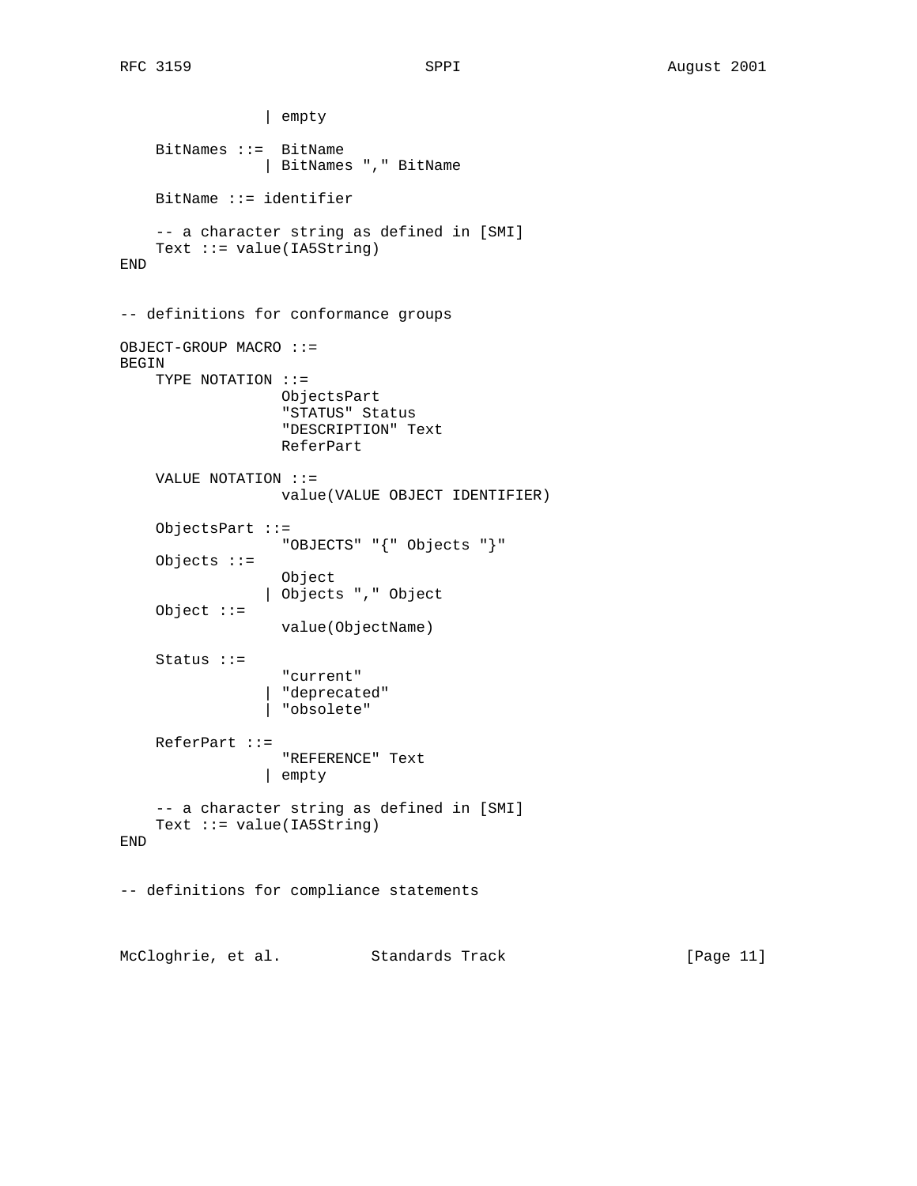```
                | empty

    BitNames ::=  BitName
                | BitNames "," BitName

    BitName ::= identifier

    -- a character string as defined in [SMI]
    Text ::= value(IA5String)
END


-- definitions for conformance groups

OBJECT-GROUP MACRO ::=
BEGIN
    TYPE NOTATION ::=
                  ObjectsPart
                  "STATUS" Status
                  "DESCRIPTION" Text
                  ReferPart

    VALUE NOTATION ::=
                  value(VALUE OBJECT IDENTIFIER)

    ObjectsPart ::=
                  "OBJECTS" "{" Objects "}"
    Objects ::=
                  Object
                | Objects "," Object
    Object ::=
                  value(ObjectName)

    Status ::=
                  "current"
                | "deprecated"
                | "obsolete"

    ReferPart ::=
                  "REFERENCE" Text
                | empty

    -- a character string as defined in [SMI]
    Text ::= value(IA5String)
END


-- definitions for compliance statements
```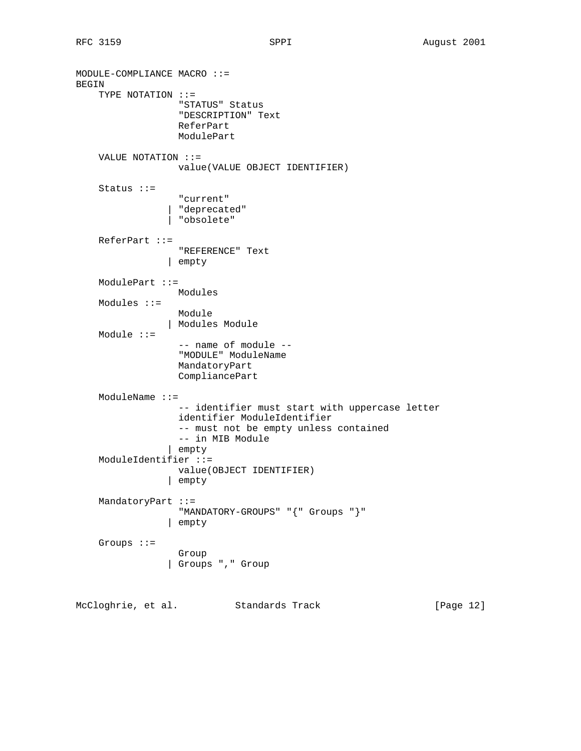```
MODULE-COMPLIANCE MACRO ::=
BEGIN
    TYPE NOTATION ::=
                  "STATUS" Status
                  "DESCRIPTION" Text
                  ReferPart
                  ModulePart

    VALUE NOTATION ::=
                  value(VALUE OBJECT IDENTIFIER)

    Status ::=
                  "current"
                | "deprecated"
                | "obsolete"

    ReferPart ::=
                  "REFERENCE" Text
                | empty

    ModulePart ::=
                  Modules
    Modules ::=
                  Module
                | Modules Module
    Module ::=
                  -- name of module --
                  "MODULE" ModuleName
                  MandatoryPart
                  CompliancePart

    ModuleName ::=
                  -- identifier must start with uppercase letter
                  identifier ModuleIdentifier
                  -- must not be empty unless contained
                  -- in MIB Module
                | empty
    ModuleIdentifier ::=
                  value(OBJECT IDENTIFIER)
                | empty

    MandatoryPart ::=
                  "MANDATORY-GROUPS" "{" Groups "}"
                | empty

    Groups ::=
                  Group
                | Groups "," Group
```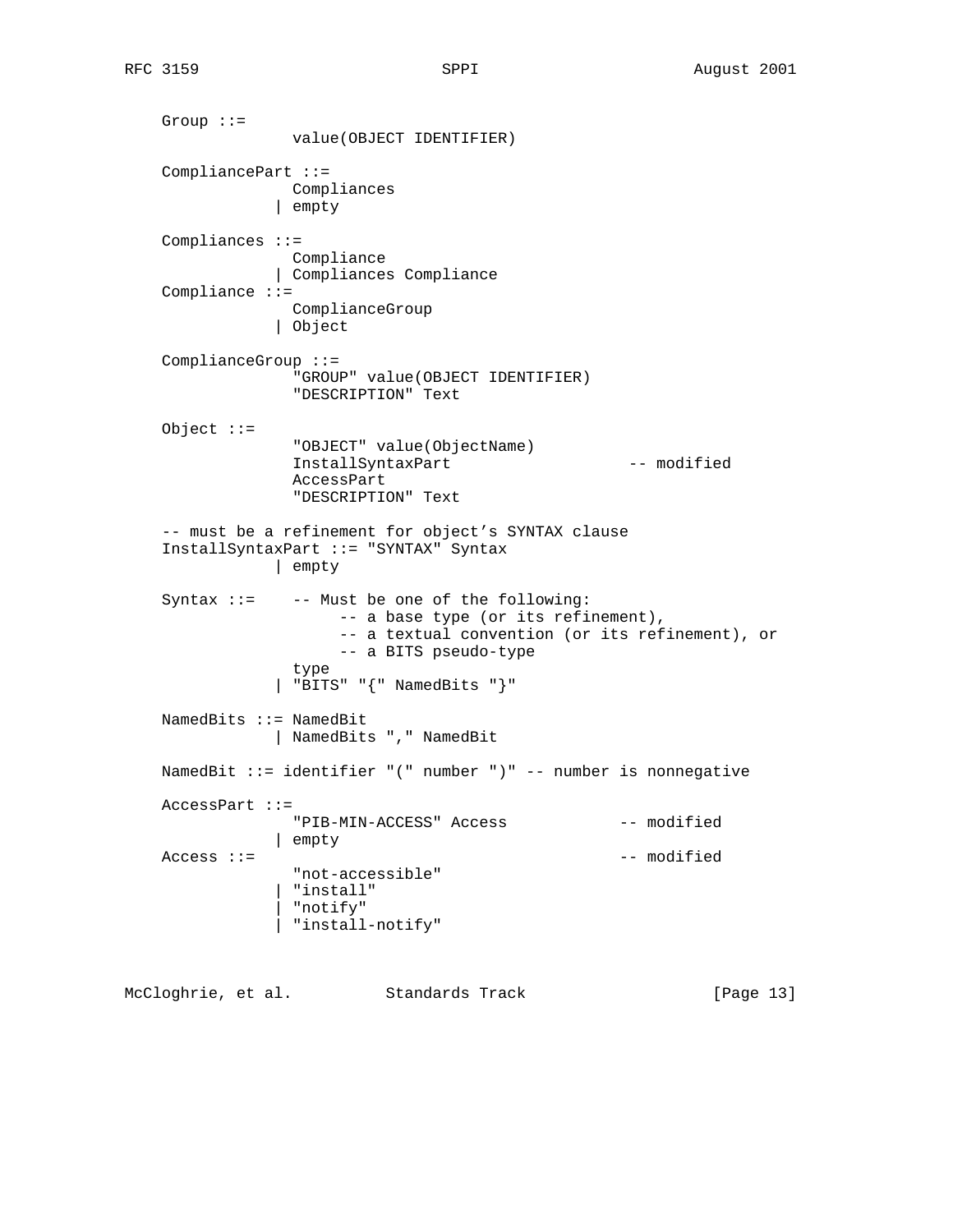```
    Group ::=
                  value(OBJECT IDENTIFIER)

    CompliancePart ::=
                  Compliances
                | empty

    Compliances ::=
                  Compliance
                | Compliances Compliance
    Compliance ::=
                  ComplianceGroup
                | Object

    ComplianceGroup ::=
                  "GROUP" value(OBJECT IDENTIFIER)
                  "DESCRIPTION" Text

    Object ::=
                  "OBJECT" value(ObjectName)
                  InstallSyntaxPart                   -- modified
                  AccessPart
                  "DESCRIPTION" Text

    -- must be a refinement for object's SYNTAX clause
    InstallSyntaxPart ::= "SYNTAX" Syntax
                | empty

    Syntax ::=    -- Must be one of the following:
                       -- a base type (or its refinement),
                       -- a textual convention (or its refinement), or
                       -- a BITS pseudo-type
                  type
                | "BITS" "{" NamedBits "}"

    NamedBits ::= NamedBit
                | NamedBits "," NamedBit

    NamedBit ::= identifier "(" number ")" -- number is nonnegative

    AccessPart ::=
                  "PIB-MIN-ACCESS" Access            -- modified
                | empty
    Access ::=                                       -- modified
                  "not-accessible"
                | "install"
                | "notify"
                | "install-notify"
```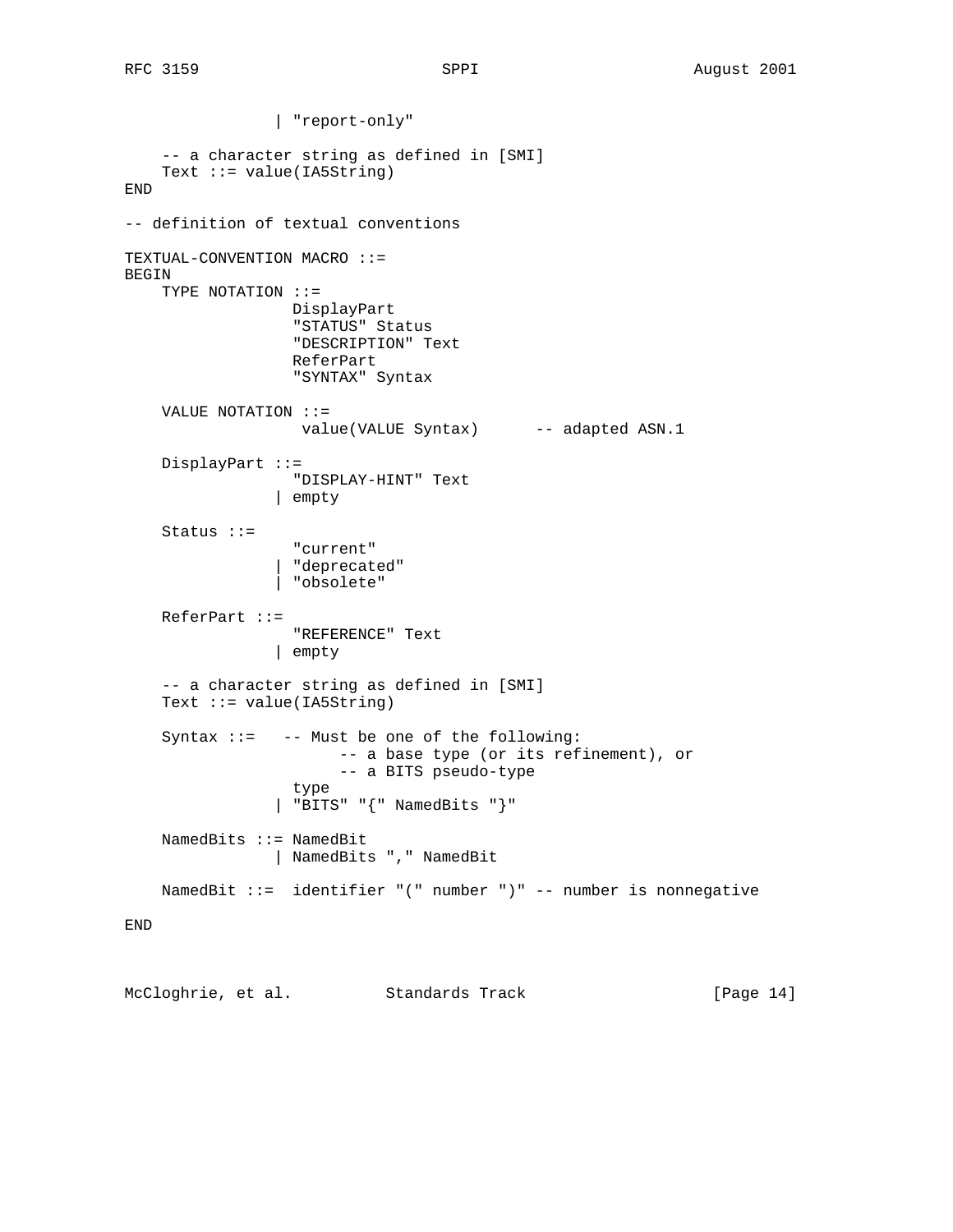```
                | "report-only"

    -- a character string as defined in [SMI]
    Text ::= value(IA5String)
END

-- definition of textual conventions

TEXTUAL-CONVENTION MACRO ::=
BEGIN
    TYPE NOTATION ::=
                  DisplayPart
                  "STATUS" Status
                  "DESCRIPTION" Text
                  ReferPart
                  "SYNTAX" Syntax

    VALUE NOTATION ::=
                   value(VALUE Syntax)      -- adapted ASN.1

    DisplayPart ::=
                  "DISPLAY-HINT" Text
                | empty

    Status ::=
                  "current"
                | "deprecated"
                | "obsolete"

    ReferPart ::=
                  "REFERENCE" Text
                | empty

    -- a character string as defined in [SMI]
    Text ::= value(IA5String)

    Syntax ::=   -- Must be one of the following:
                        -- a base type (or its refinement), or
                        -- a BITS pseudo-type
                  type
                | "BITS" "{" NamedBits "}"

    NamedBits ::= NamedBit
                | NamedBits "," NamedBit

    NamedBit ::=  identifier "(" number ")" -- number is nonnegative

END
```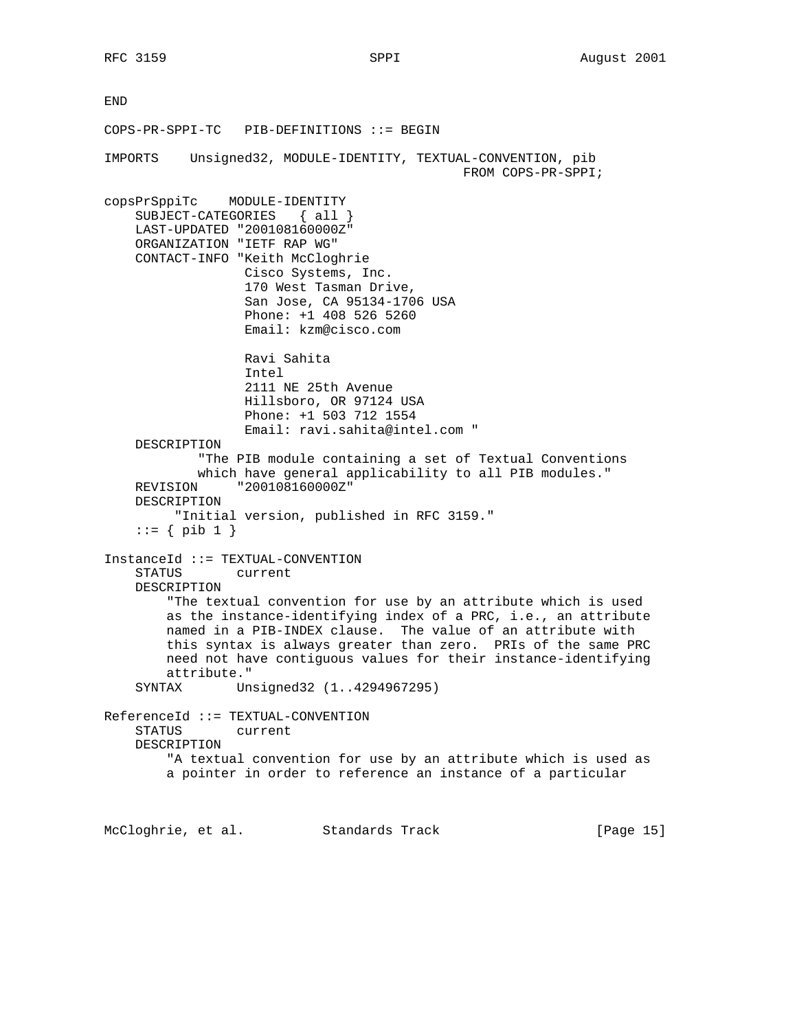```
END

COPS-PR-SPPI-TC   PIB-DEFINITIONS ::= BEGIN

IMPORTS    Unsigned32, MODULE-IDENTITY, TEXTUAL-CONVENTION, pib
                                              FROM COPS-PR-SPPI;

copsPrSppiTc    MODULE-IDENTITY
    SUBJECT-CATEGORIES   { all }
    LAST-UPDATED "200108160000Z"
    ORGANIZATION "IETF RAP WG"
    CONTACT-INFO "Keith McCloghrie
                  Cisco Systems, Inc.
                  170 West Tasman Drive,
                  San Jose, CA 95134-1706 USA
                  Phone: +1 408 526 5260
                  Email: kzm@cisco.com

                  Ravi Sahita
                  Intel
                  2111 NE 25th Avenue
                  Hillsboro, OR 97124 USA
                  Phone: +1 503 712 1554
                  Email: ravi.sahita@intel.com "
    DESCRIPTION
            "The PIB module containing a set of Textual Conventions
            which have general applicability to all PIB modules."
    REVISION     "200108160000Z"
    DESCRIPTION
         "Initial version, published in RFC 3159."
    ::= { pib 1 }

InstanceId ::= TEXTUAL-CONVENTION
    STATUS       current
    DESCRIPTION
        "The textual convention for use by an attribute which is used
        as the instance-identifying index of a PRC, i.e., an attribute
        named in a PIB-INDEX clause.  The value of an attribute with
        this syntax is always greater than zero.  PRIs of the same PRC
        need not have contiguous values for their instance-identifying
        attribute."
    SYNTAX       Unsigned32 (1..4294967295)

ReferenceId ::= TEXTUAL-CONVENTION
    STATUS       current
    DESCRIPTION
        "A textual convention for use by an attribute which is used as
        a pointer in order to reference an instance of a particular
```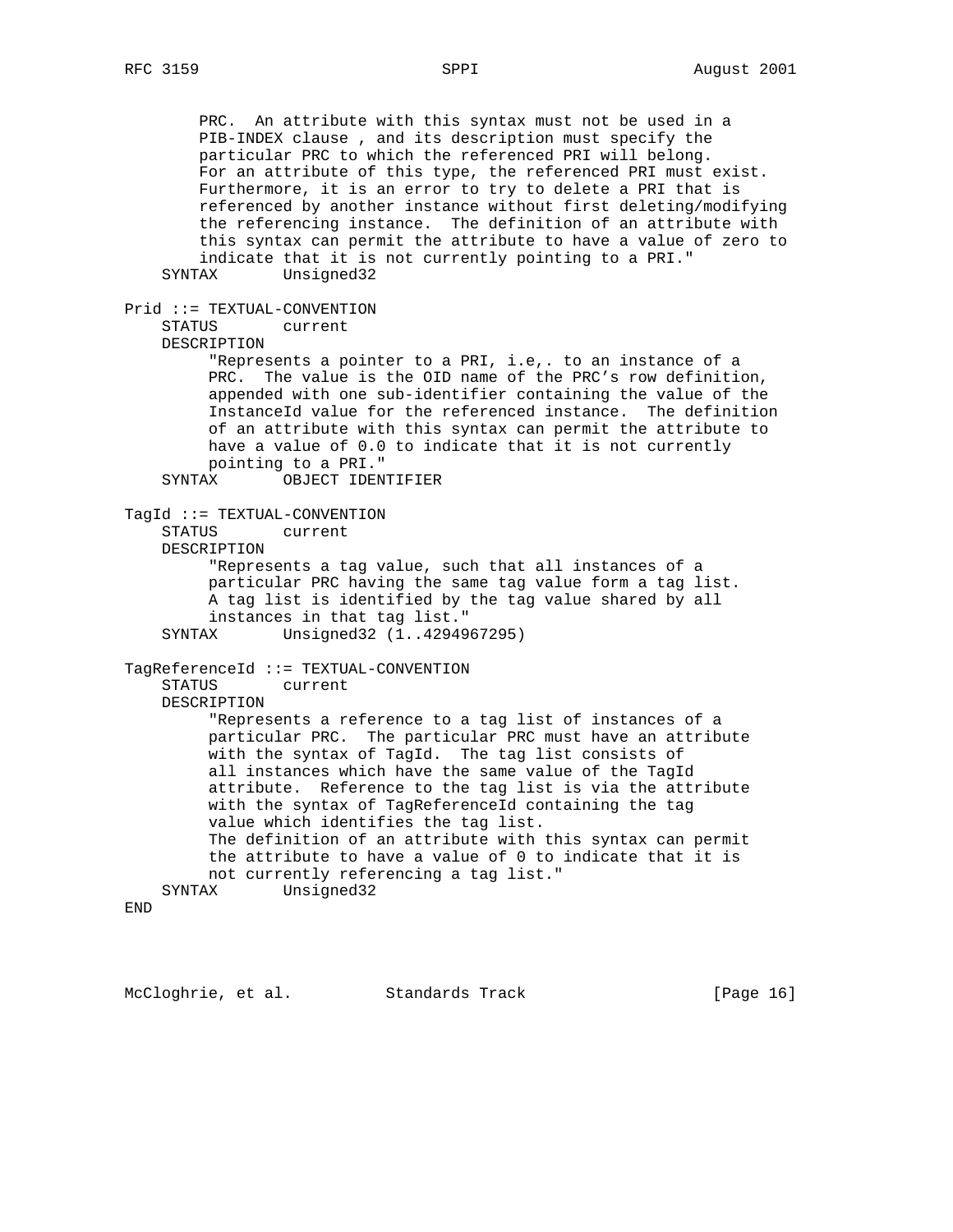```
        PRC.  An attribute with this syntax must not be used in a
        PIB-INDEX clause , and its description must specify the
        particular PRC to which the referenced PRI will belong.
        For an attribute of this type, the referenced PRI must exist.
        Furthermore, it is an error to try to delete a PRI that is
        referenced by another instance without first deleting/modifying
        the referencing instance.  The definition of an attribute with
        this syntax can permit the attribute to have a value of zero to
        indicate that it is not currently pointing to a PRI."
    SYNTAX       Unsigned32

Prid ::= TEXTUAL-CONVENTION
    STATUS       current
    DESCRIPTION
         "Represents a pointer to a PRI, i.e,. to an instance of a
         PRC.  The value is the OID name of the PRC's row definition,
         appended with one sub-identifier containing the value of the
         InstanceId value for the referenced instance.  The definition
         of an attribute with this syntax can permit the attribute to
         have a value of 0.0 to indicate that it is not currently
         pointing to a PRI."
    SYNTAX       OBJECT IDENTIFIER

TagId ::= TEXTUAL-CONVENTION
    STATUS       current
    DESCRIPTION
         "Represents a tag value, such that all instances of a
         particular PRC having the same tag value form a tag list.
         A tag list is identified by the tag value shared by all
         instances in that tag list."
    SYNTAX       Unsigned32 (1..4294967295)

TagReferenceId ::= TEXTUAL-CONVENTION
    STATUS       current
    DESCRIPTION
         "Represents a reference to a tag list of instances of a
         particular PRC.  The particular PRC must have an attribute
         with the syntax of TagId.  The tag list consists of
         all instances which have the same value of the TagId
         attribute.  Reference to the tag list is via the attribute
         with the syntax of TagReferenceId containing the tag
         value which identifies the tag list.
         The definition of an attribute with this syntax can permit
         the attribute to have a value of 0 to indicate that it is
         not currently referencing a tag list."
    SYNTAX       Unsigned32
END
```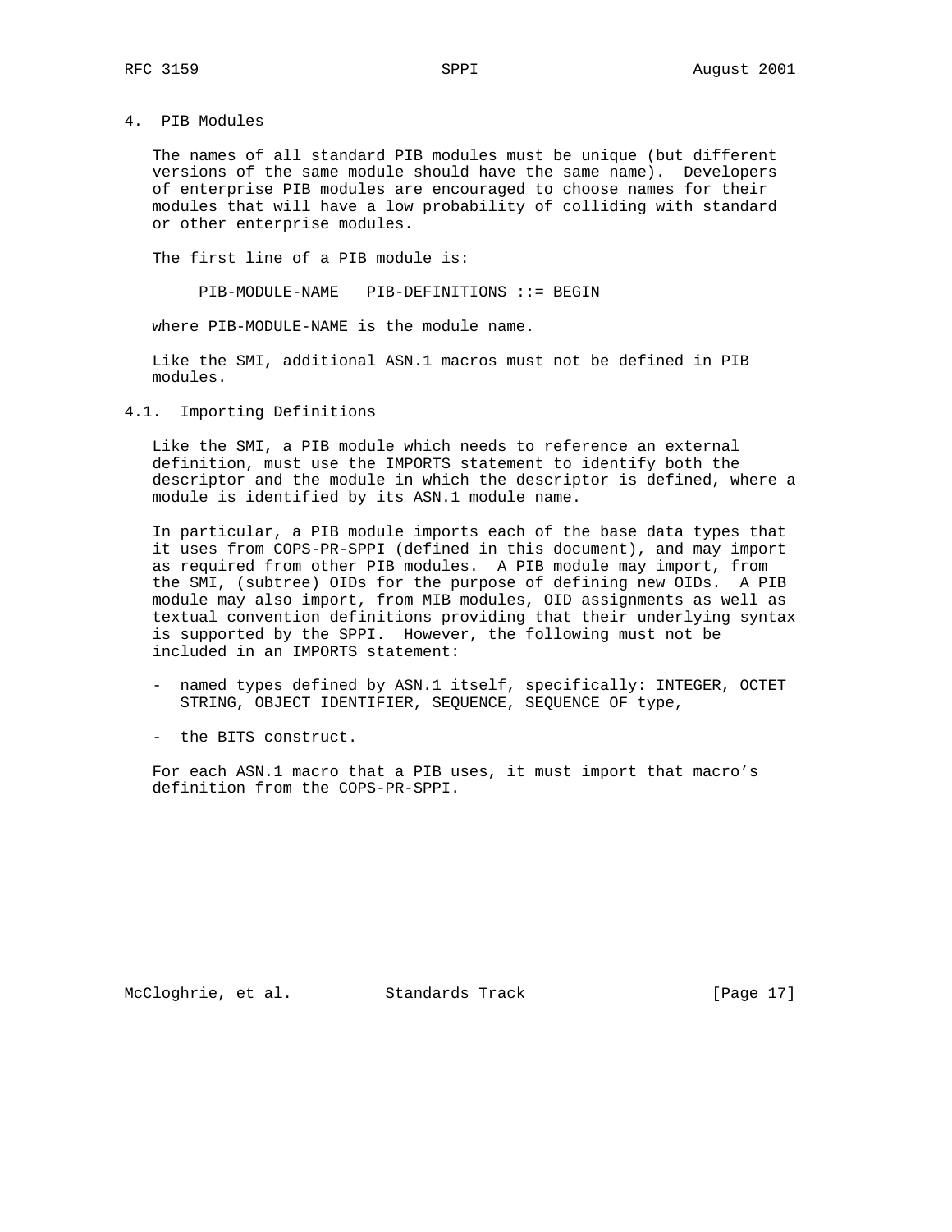# 4. PIB Modules

The names of all standard PIB modules must be unique (but different versions of the same module should have the same name). Developers of enterprise PIB modules are encouraged to choose names for their modules that will have a low probability of colliding with standard or other enterprise modules.

The first line of a PIB module is:

```
PIB-MODULE-NAME   PIB-DEFINITIONS ::= BEGIN
```

where PIB-MODULE-NAME is the module name.

Like the SMI, additional ASN.1 macros must not be defined in PIB modules.

## 4.1. Importing Definitions

Like the SMI, a PIB module which needs to reference an external definition, must use the IMPORTS statement to identify both the descriptor and the module in which the descriptor is defined, where a module is identified by its ASN.1 module name.

In particular, a PIB module imports each of the base data types that it uses from COPS-PR-SPPI (defined in this document), and may import as required from other PIB modules. A PIB module may import, from the SMI, (subtree) OIDs for the purpose of defining new OIDs. A PIB module may also import, from MIB modules, OID assignments as well as textual convention definitions providing that their underlying syntax is supported by the SPPI. However, the following must not be included in an IMPORTS statement:

- named types defined by ASN.1 itself, specifically: INTEGER, OCTET STRING, OBJECT IDENTIFIER, SEQUENCE, SEQUENCE OF type,
- the BITS construct.

For each ASN.1 macro that a PIB uses, it must import that macro's definition from the COPS-PR-SPPI.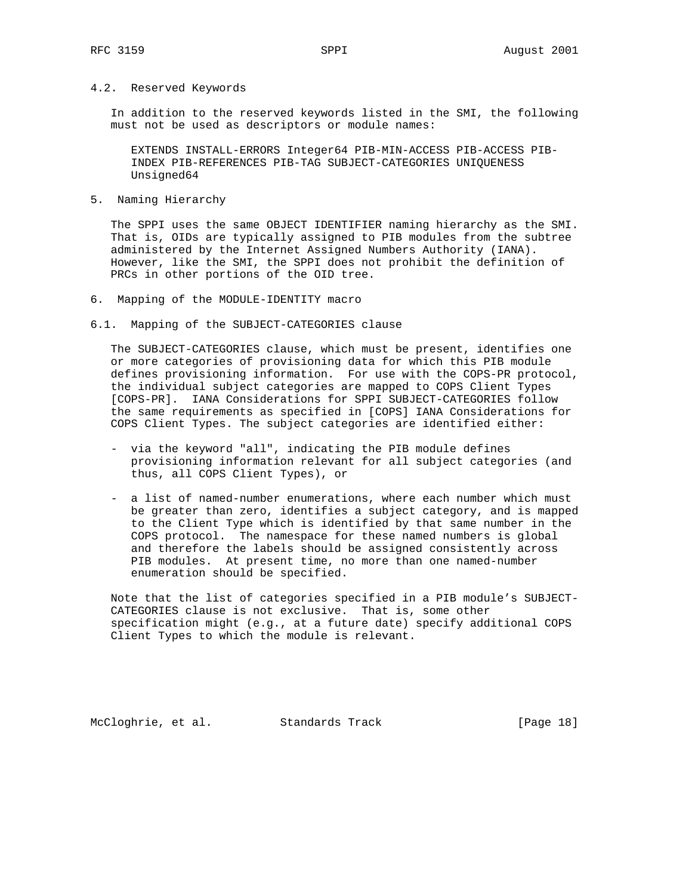### 4.2. Reserved Keywords

In addition to the reserved keywords listed in the SMI, the following must not be used as descriptors or module names:

EXTENDS INSTALL-ERRORS Integer64 PIB-MIN-ACCESS PIB-ACCESS PIB-INDEX PIB-REFERENCES PIB-TAG SUBJECT-CATEGORIES UNIQUENESS Unsigned64

## 5. Naming Hierarchy

The SPPI uses the same OBJECT IDENTIFIER naming hierarchy as the SMI. That is, OIDs are typically assigned to PIB modules from the subtree administered by the Internet Assigned Numbers Authority (IANA). However, like the SMI, the SPPI does not prohibit the definition of PRCs in other portions of the OID tree.

## 6. Mapping of the MODULE-IDENTITY macro

### 6.1. Mapping of the SUBJECT-CATEGORIES clause

The SUBJECT-CATEGORIES clause, which must be present, identifies one or more categories of provisioning data for which this PIB module defines provisioning information. For use with the COPS-PR protocol, the individual subject categories are mapped to COPS Client Types [COPS-PR]. IANA Considerations for SPPI SUBJECT-CATEGORIES follow the same requirements as specified in [COPS] IANA Considerations for COPS Client Types. The subject categories are identified either:

- via the keyword "all", indicating the PIB module defines provisioning information relevant for all subject categories (and thus, all COPS Client Types), or

- a list of named-number enumerations, where each number which must be greater than zero, identifies a subject category, and is mapped to the Client Type which is identified by that same number in the COPS protocol. The namespace for these named numbers is global and therefore the labels should be assigned consistently across PIB modules. At present time, no more than one named-number enumeration should be specified.

Note that the list of categories specified in a PIB module's SUBJECT-CATEGORIES clause is not exclusive. That is, some other specification might (e.g., at a future date) specify additional COPS Client Types to which the module is relevant.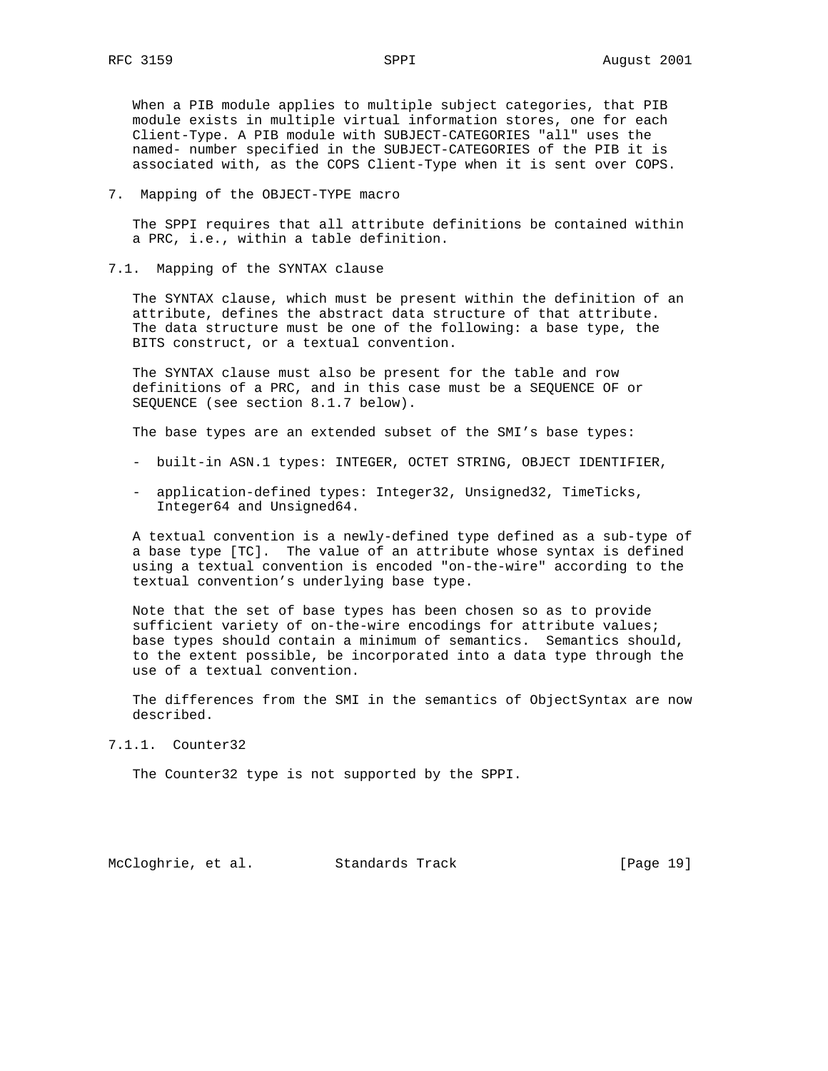When a PIB module applies to multiple subject categories, that PIB module exists in multiple virtual information stores, one for each Client-Type. A PIB module with SUBJECT-CATEGORIES "all" uses the named- number specified in the SUBJECT-CATEGORIES of the PIB it is associated with, as the COPS Client-Type when it is sent over COPS.

## 7. Mapping of the OBJECT-TYPE macro

The SPPI requires that all attribute definitions be contained within a PRC, i.e., within a table definition.

### 7.1. Mapping of the SYNTAX clause

The SYNTAX clause, which must be present within the definition of an attribute, defines the abstract data structure of that attribute. The data structure must be one of the following: a base type, the BITS construct, or a textual convention.

The SYNTAX clause must also be present for the table and row definitions of a PRC, and in this case must be a SEQUENCE OF or SEQUENCE (see section 8.1.7 below).

The base types are an extended subset of the SMI's base types:

- built-in ASN.1 types: INTEGER, OCTET STRING, OBJECT IDENTIFIER,
- application-defined types: Integer32, Unsigned32, TimeTicks, Integer64 and Unsigned64.

A textual convention is a newly-defined type defined as a sub-type of a base type [TC]. The value of an attribute whose syntax is defined using a textual convention is encoded "on-the-wire" according to the textual convention's underlying base type.

Note that the set of base types has been chosen so as to provide sufficient variety of on-the-wire encodings for attribute values; base types should contain a minimum of semantics. Semantics should, to the extent possible, be incorporated into a data type through the use of a textual convention.

The differences from the SMI in the semantics of ObjectSyntax are now described.

#### 7.1.1. Counter32

The Counter32 type is not supported by the SPPI.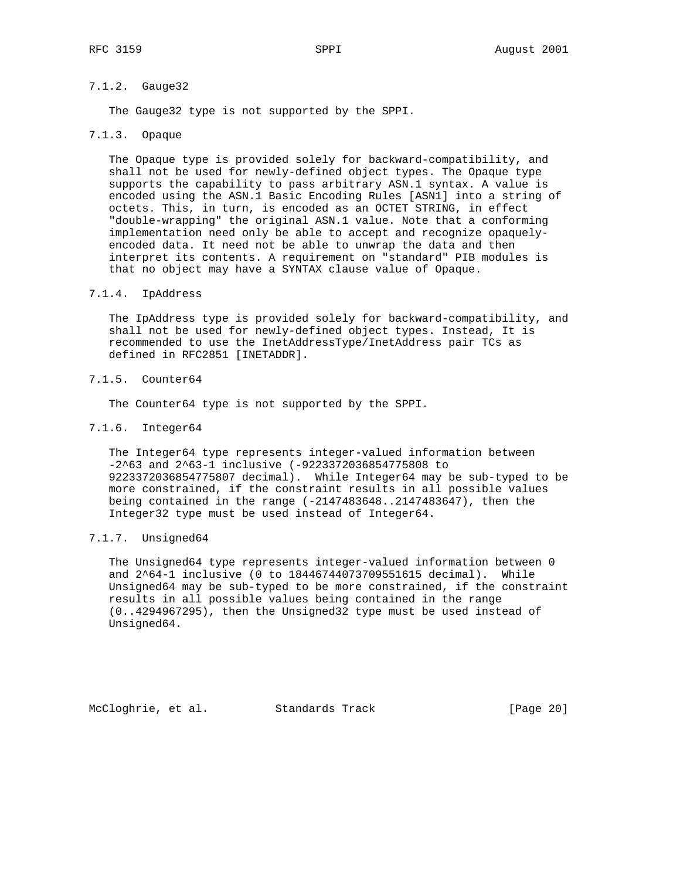#### 7.1.2. Gauge32

The Gauge32 type is not supported by the SPPI.

#### 7.1.3. Opaque

The Opaque type is provided solely for backward-compatibility, and shall not be used for newly-defined object types. The Opaque type supports the capability to pass arbitrary ASN.1 syntax. A value is encoded using the ASN.1 Basic Encoding Rules [ASN1] into a string of octets. This, in turn, is encoded as an OCTET STRING, in effect "double-wrapping" the original ASN.1 value. Note that a conforming implementation need only be able to accept and recognize opaquely-encoded data. It need not be able to unwrap the data and then interpret its contents. A requirement on "standard" PIB modules is that no object may have a SYNTAX clause value of Opaque.

#### 7.1.4. IpAddress

The IpAddress type is provided solely for backward-compatibility, and shall not be used for newly-defined object types. Instead, It is recommended to use the InetAddressType/InetAddress pair TCs as defined in RFC2851 [INETADDR].

#### 7.1.5. Counter64

The Counter64 type is not supported by the SPPI.

#### 7.1.6. Integer64

The Integer64 type represents integer-valued information between -2^63 and 2^63-1 inclusive (-9223372036854775808 to 9223372036854775807 decimal). While Integer64 may be sub-typed to be more constrained, if the constraint results in all possible values being contained in the range (-2147483648..2147483647), then the Integer32 type must be used instead of Integer64.

#### 7.1.7. Unsigned64

The Unsigned64 type represents integer-valued information between 0 and 2^64-1 inclusive (0 to 18446744073709551615 decimal). While Unsigned64 may be sub-typed to be more constrained, if the constraint results in all possible values being contained in the range (0..4294967295), then the Unsigned32 type must be used instead of Unsigned64.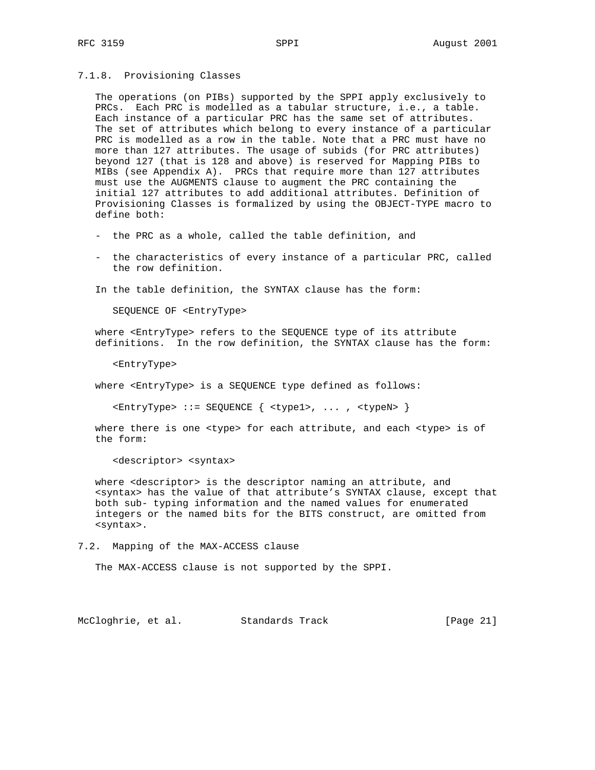### 7.1.8. Provisioning Classes

The operations (on PIBs) supported by the SPPI apply exclusively to PRCs. Each PRC is modelled as a tabular structure, i.e., a table. Each instance of a particular PRC has the same set of attributes. The set of attributes which belong to every instance of a particular PRC is modelled as a row in the table. Note that a PRC must have no more than 127 attributes. The usage of subids (for PRC attributes) beyond 127 (that is 128 and above) is reserved for Mapping PIBs to MIBs (see Appendix A). PRCs that require more than 127 attributes must use the AUGMENTS clause to augment the PRC containing the initial 127 attributes to add additional attributes. Definition of Provisioning Classes is formalized by using the OBJECT-TYPE macro to define both:

- the PRC as a whole, called the table definition, and
- the characteristics of every instance of a particular PRC, called the row definition.

In the table definition, the SYNTAX clause has the form:

```
SEQUENCE OF <EntryType>
```

where <EntryType> refers to the SEQUENCE type of its attribute definitions. In the row definition, the SYNTAX clause has the form:

```
<EntryType>
```

where <EntryType> is a SEQUENCE type defined as follows:

```
<EntryType> ::= SEQUENCE { <type1>, ... , <typeN> }
```

where there is one <type> for each attribute, and each <type> is of the form:

```
<descriptor> <syntax>
```

where <descriptor> is the descriptor naming an attribute, and <syntax> has the value of that attribute's SYNTAX clause, except that both sub- typing information and the named values for enumerated integers or the named bits for the BITS construct, are omitted from <syntax>.

## 7.2. Mapping of the MAX-ACCESS clause

The MAX-ACCESS clause is not supported by the SPPI.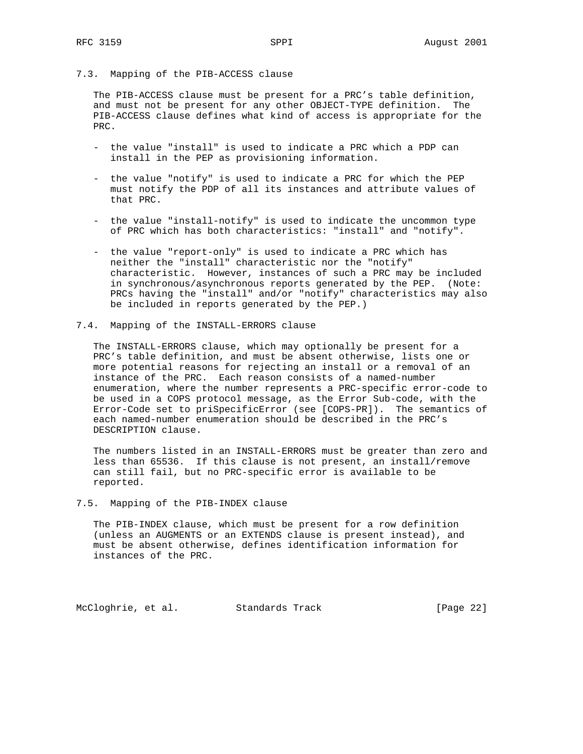### 7.3. Mapping of the PIB-ACCESS clause

The PIB-ACCESS clause must be present for a PRC's table definition, and must not be present for any other OBJECT-TYPE definition. The PIB-ACCESS clause defines what kind of access is appropriate for the PRC.

- the value "install" is used to indicate a PRC which a PDP can install in the PEP as provisioning information.
- the value "notify" is used to indicate a PRC for which the PEP must notify the PDP of all its instances and attribute values of that PRC.
- the value "install-notify" is used to indicate the uncommon type of PRC which has both characteristics: "install" and "notify".
- the value "report-only" is used to indicate a PRC which has neither the "install" characteristic nor the "notify" characteristic. However, instances of such a PRC may be included in synchronous/asynchronous reports generated by the PEP. (Note: PRCs having the "install" and/or "notify" characteristics may also be included in reports generated by the PEP.)

### 7.4. Mapping of the INSTALL-ERRORS clause

The INSTALL-ERRORS clause, which may optionally be present for a PRC's table definition, and must be absent otherwise, lists one or more potential reasons for rejecting an install or a removal of an instance of the PRC. Each reason consists of a named-number enumeration, where the number represents a PRC-specific error-code to be used in a COPS protocol message, as the Error Sub-code, with the Error-Code set to priSpecificError (see [COPS-PR]). The semantics of each named-number enumeration should be described in the PRC's DESCRIPTION clause.

The numbers listed in an INSTALL-ERRORS must be greater than zero and less than 65536. If this clause is not present, an install/remove can still fail, but no PRC-specific error is available to be reported.

### 7.5. Mapping of the PIB-INDEX clause

The PIB-INDEX clause, which must be present for a row definition (unless an AUGMENTS or an EXTENDS clause is present instead), and must be absent otherwise, defines identification information for instances of the PRC.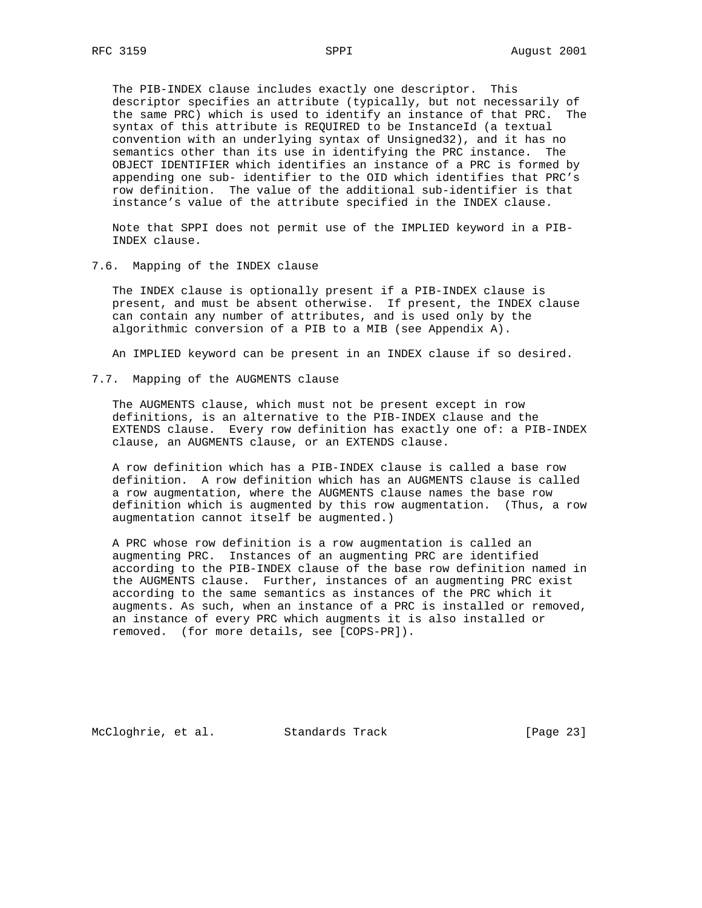The PIB-INDEX clause includes exactly one descriptor. This descriptor specifies an attribute (typically, but not necessarily of the same PRC) which is used to identify an instance of that PRC. The syntax of this attribute is REQUIRED to be InstanceId (a textual convention with an underlying syntax of Unsigned32), and it has no semantics other than its use in identifying the PRC instance. The OBJECT IDENTIFIER which identifies an instance of a PRC is formed by appending one sub- identifier to the OID which identifies that PRC's row definition. The value of the additional sub-identifier is that instance's value of the attribute specified in the INDEX clause.

Note that SPPI does not permit use of the IMPLIED keyword in a PIB-INDEX clause.

## 7.6. Mapping of the INDEX clause

The INDEX clause is optionally present if a PIB-INDEX clause is present, and must be absent otherwise. If present, the INDEX clause can contain any number of attributes, and is used only by the algorithmic conversion of a PIB to a MIB (see Appendix A).

An IMPLIED keyword can be present in an INDEX clause if so desired.

## 7.7. Mapping of the AUGMENTS clause

The AUGMENTS clause, which must not be present except in row definitions, is an alternative to the PIB-INDEX clause and the EXTENDS clause. Every row definition has exactly one of: a PIB-INDEX clause, an AUGMENTS clause, or an EXTENDS clause.

A row definition which has a PIB-INDEX clause is called a base row definition. A row definition which has an AUGMENTS clause is called a row augmentation, where the AUGMENTS clause names the base row definition which is augmented by this row augmentation. (Thus, a row augmentation cannot itself be augmented.)

A PRC whose row definition is a row augmentation is called an augmenting PRC. Instances of an augmenting PRC are identified according to the PIB-INDEX clause of the base row definition named in the AUGMENTS clause. Further, instances of an augmenting PRC exist according to the same semantics as instances of the PRC which it augments. As such, when an instance of a PRC is installed or removed, an instance of every PRC which augments it is also installed or removed. (for more details, see [COPS-PR]).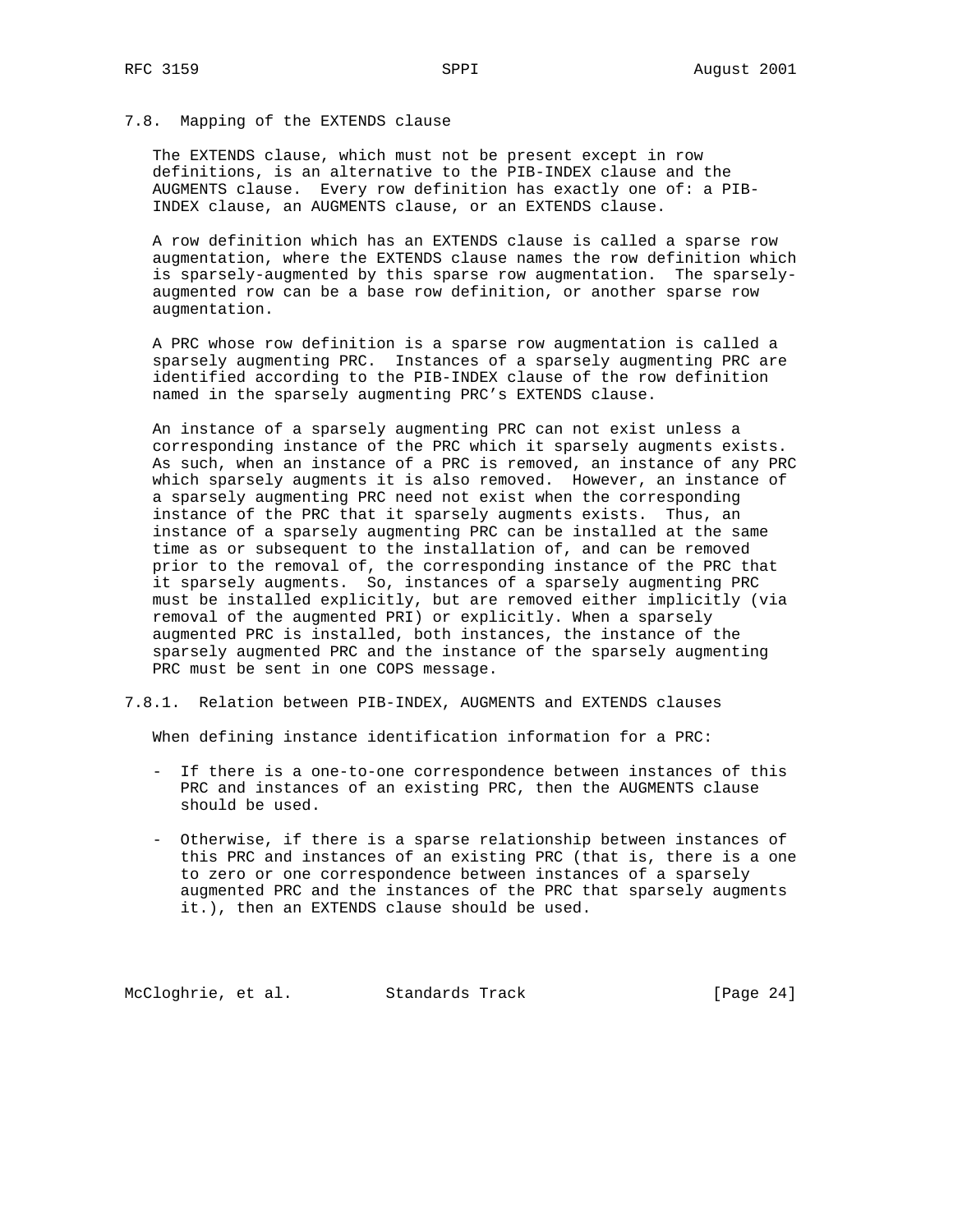## 7.8. Mapping of the EXTENDS clause

The EXTENDS clause, which must not be present except in row definitions, is an alternative to the PIB-INDEX clause and the AUGMENTS clause. Every row definition has exactly one of: a PIB-INDEX clause, an AUGMENTS clause, or an EXTENDS clause.

A row definition which has an EXTENDS clause is called a sparse row augmentation, where the EXTENDS clause names the row definition which is sparsely-augmented by this sparse row augmentation. The sparsely-augmented row can be a base row definition, or another sparse row augmentation.

A PRC whose row definition is a sparse row augmentation is called a sparsely augmenting PRC. Instances of a sparsely augmenting PRC are identified according to the PIB-INDEX clause of the row definition named in the sparsely augmenting PRC's EXTENDS clause.

An instance of a sparsely augmenting PRC can not exist unless a corresponding instance of the PRC which it sparsely augments exists. As such, when an instance of a PRC is removed, an instance of any PRC which sparsely augments it is also removed. However, an instance of a sparsely augmenting PRC need not exist when the corresponding instance of the PRC that it sparsely augments exists. Thus, an instance of a sparsely augmenting PRC can be installed at the same time as or subsequent to the installation of, and can be removed prior to the removal of, the corresponding instance of the PRC that it sparsely augments. So, instances of a sparsely augmenting PRC must be installed explicitly, but are removed either implicitly (via removal of the augmented PRI) or explicitly. When a sparsely augmented PRC is installed, both instances, the instance of the sparsely augmented PRC and the instance of the sparsely augmenting PRC must be sent in one COPS message.

### 7.8.1. Relation between PIB-INDEX, AUGMENTS and EXTENDS clauses

When defining instance identification information for a PRC:

- If there is a one-to-one correspondence between instances of this PRC and instances of an existing PRC, then the AUGMENTS clause should be used.

- Otherwise, if there is a sparse relationship between instances of this PRC and instances of an existing PRC (that is, there is a one to zero or one correspondence between instances of a sparsely augmented PRC and the instances of the PRC that sparsely augments it.), then an EXTENDS clause should be used.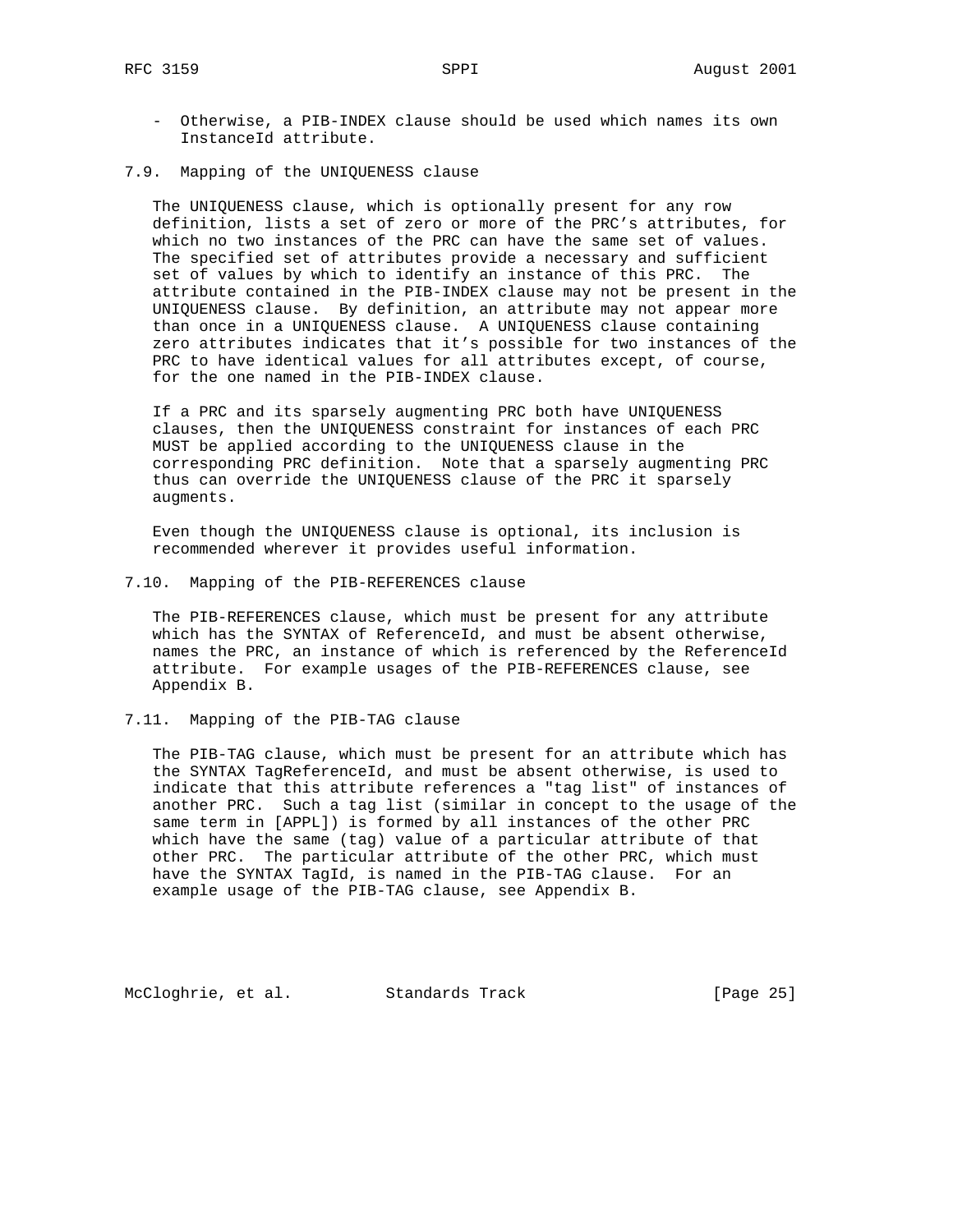- Otherwise, a PIB-INDEX clause should be used which names its own InstanceId attribute.

### 7.9. Mapping of the UNIQUENESS clause

The UNIQUENESS clause, which is optionally present for any row definition, lists a set of zero or more of the PRC's attributes, for which no two instances of the PRC can have the same set of values. The specified set of attributes provide a necessary and sufficient set of values by which to identify an instance of this PRC. The attribute contained in the PIB-INDEX clause may not be present in the UNIQUENESS clause. By definition, an attribute may not appear more than once in a UNIQUENESS clause. A UNIQUENESS clause containing zero attributes indicates that it's possible for two instances of the PRC to have identical values for all attributes except, of course, for the one named in the PIB-INDEX clause.

If a PRC and its sparsely augmenting PRC both have UNIQUENESS clauses, then the UNIQUENESS constraint for instances of each PRC MUST be applied according to the UNIQUENESS clause in the corresponding PRC definition. Note that a sparsely augmenting PRC thus can override the UNIQUENESS clause of the PRC it sparsely augments.

Even though the UNIQUENESS clause is optional, its inclusion is recommended wherever it provides useful information.

### 7.10. Mapping of the PIB-REFERENCES clause

The PIB-REFERENCES clause, which must be present for any attribute which has the SYNTAX of ReferenceId, and must be absent otherwise, names the PRC, an instance of which is referenced by the ReferenceId attribute. For example usages of the PIB-REFERENCES clause, see Appendix B.

### 7.11. Mapping of the PIB-TAG clause

The PIB-TAG clause, which must be present for an attribute which has the SYNTAX TagReferenceId, and must be absent otherwise, is used to indicate that this attribute references a "tag list" of instances of another PRC. Such a tag list (similar in concept to the usage of the same term in [APPL]) is formed by all instances of the other PRC which have the same (tag) value of a particular attribute of that other PRC. The particular attribute of the other PRC, which must have the SYNTAX TagId, is named in the PIB-TAG clause. For an example usage of the PIB-TAG clause, see Appendix B.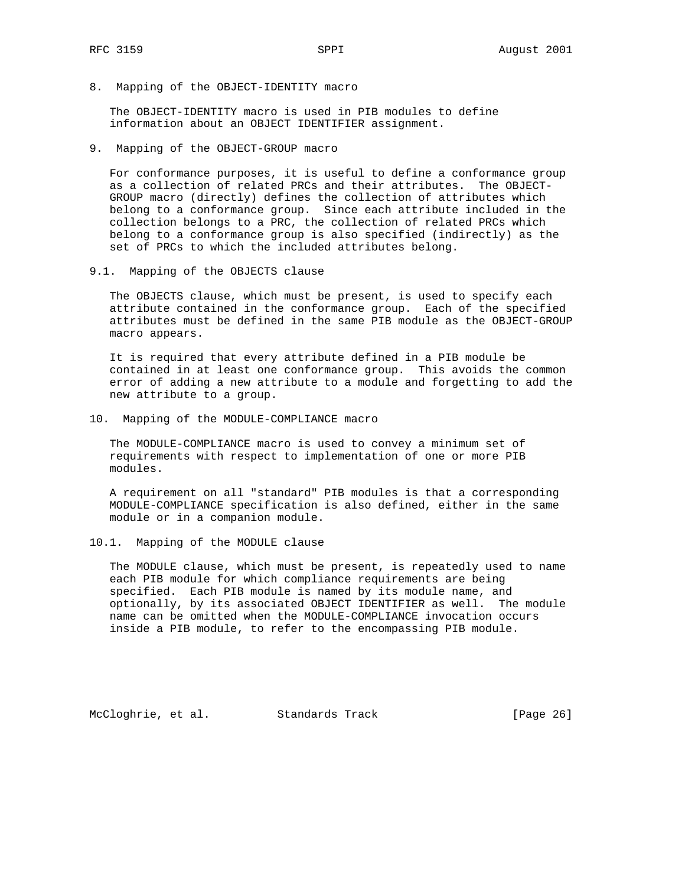## 8. Mapping of the OBJECT-IDENTITY macro

The OBJECT-IDENTITY macro is used in PIB modules to define information about an OBJECT IDENTIFIER assignment.

## 9. Mapping of the OBJECT-GROUP macro

For conformance purposes, it is useful to define a conformance group as a collection of related PRCs and their attributes. The OBJECT-GROUP macro (directly) defines the collection of attributes which belong to a conformance group. Since each attribute included in the collection belongs to a PRC, the collection of related PRCs which belong to a conformance group is also specified (indirectly) as the set of PRCs to which the included attributes belong.

### 9.1. Mapping of the OBJECTS clause

The OBJECTS clause, which must be present, is used to specify each attribute contained in the conformance group. Each of the specified attributes must be defined in the same PIB module as the OBJECT-GROUP macro appears.

It is required that every attribute defined in a PIB module be contained in at least one conformance group. This avoids the common error of adding a new attribute to a module and forgetting to add the new attribute to a group.

## 10. Mapping of the MODULE-COMPLIANCE macro

The MODULE-COMPLIANCE macro is used to convey a minimum set of requirements with respect to implementation of one or more PIB modules.

A requirement on all "standard" PIB modules is that a corresponding MODULE-COMPLIANCE specification is also defined, either in the same module or in a companion module.

### 10.1. Mapping of the MODULE clause

The MODULE clause, which must be present, is repeatedly used to name each PIB module for which compliance requirements are being specified. Each PIB module is named by its module name, and optionally, by its associated OBJECT IDENTIFIER as well. The module name can be omitted when the MODULE-COMPLIANCE invocation occurs inside a PIB module, to refer to the encompassing PIB module.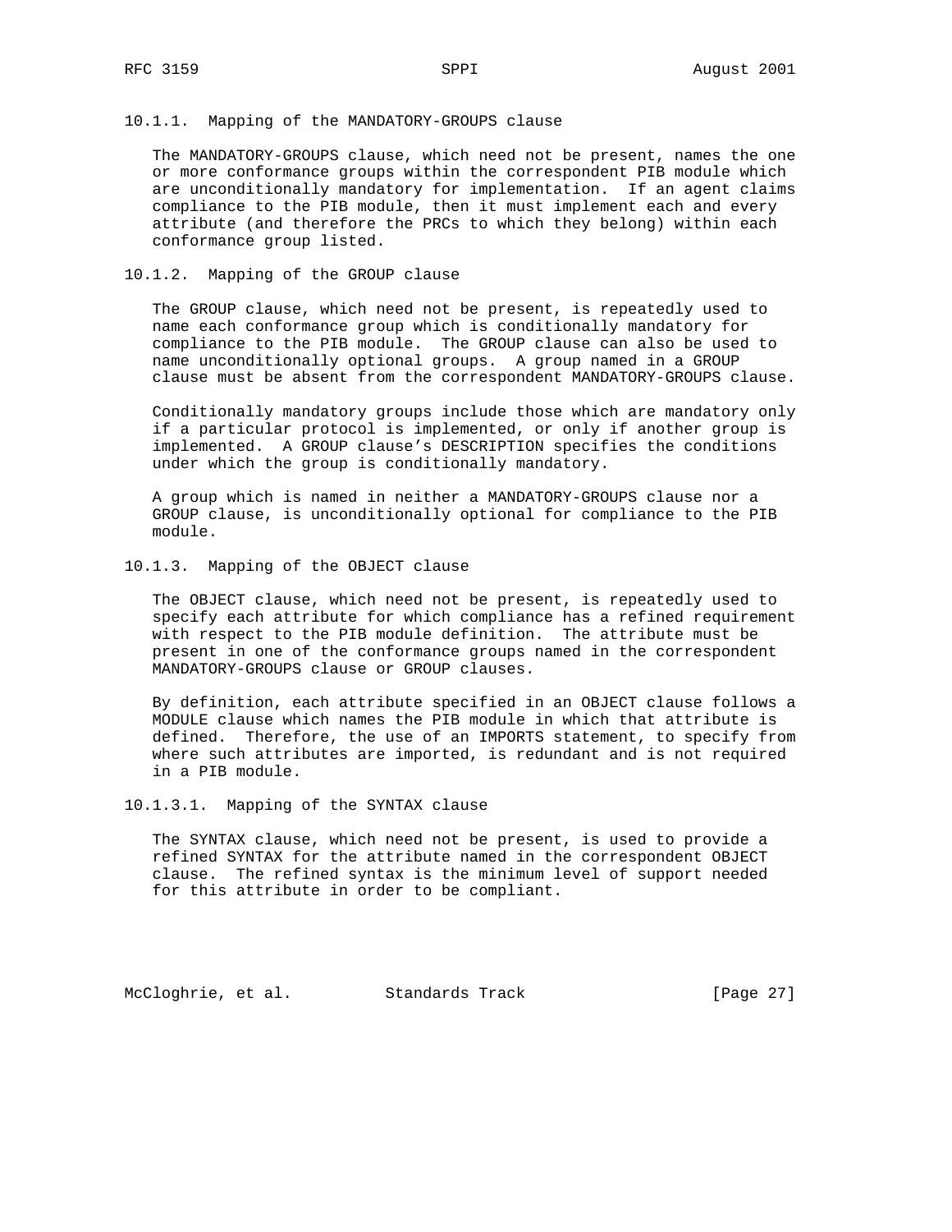#### 10.1.1. Mapping of the MANDATORY-GROUPS clause

The MANDATORY-GROUPS clause, which need not be present, names the one or more conformance groups within the correspondent PIB module which are unconditionally mandatory for implementation. If an agent claims compliance to the PIB module, then it must implement each and every attribute (and therefore the PRCs to which they belong) within each conformance group listed.

#### 10.1.2. Mapping of the GROUP clause

The GROUP clause, which need not be present, is repeatedly used to name each conformance group which is conditionally mandatory for compliance to the PIB module. The GROUP clause can also be used to name unconditionally optional groups. A group named in a GROUP clause must be absent from the correspondent MANDATORY-GROUPS clause.

Conditionally mandatory groups include those which are mandatory only if a particular protocol is implemented, or only if another group is implemented. A GROUP clause's DESCRIPTION specifies the conditions under which the group is conditionally mandatory.

A group which is named in neither a MANDATORY-GROUPS clause nor a GROUP clause, is unconditionally optional for compliance to the PIB module.

#### 10.1.3. Mapping of the OBJECT clause

The OBJECT clause, which need not be present, is repeatedly used to specify each attribute for which compliance has a refined requirement with respect to the PIB module definition. The attribute must be present in one of the conformance groups named in the correspondent MANDATORY-GROUPS clause or GROUP clauses.

By definition, each attribute specified in an OBJECT clause follows a MODULE clause which names the PIB module in which that attribute is defined. Therefore, the use of an IMPORTS statement, to specify from where such attributes are imported, is redundant and is not required in a PIB module.

##### 10.1.3.1. Mapping of the SYNTAX clause

The SYNTAX clause, which need not be present, is used to provide a refined SYNTAX for the attribute named in the correspondent OBJECT clause. The refined syntax is the minimum level of support needed for this attribute in order to be compliant.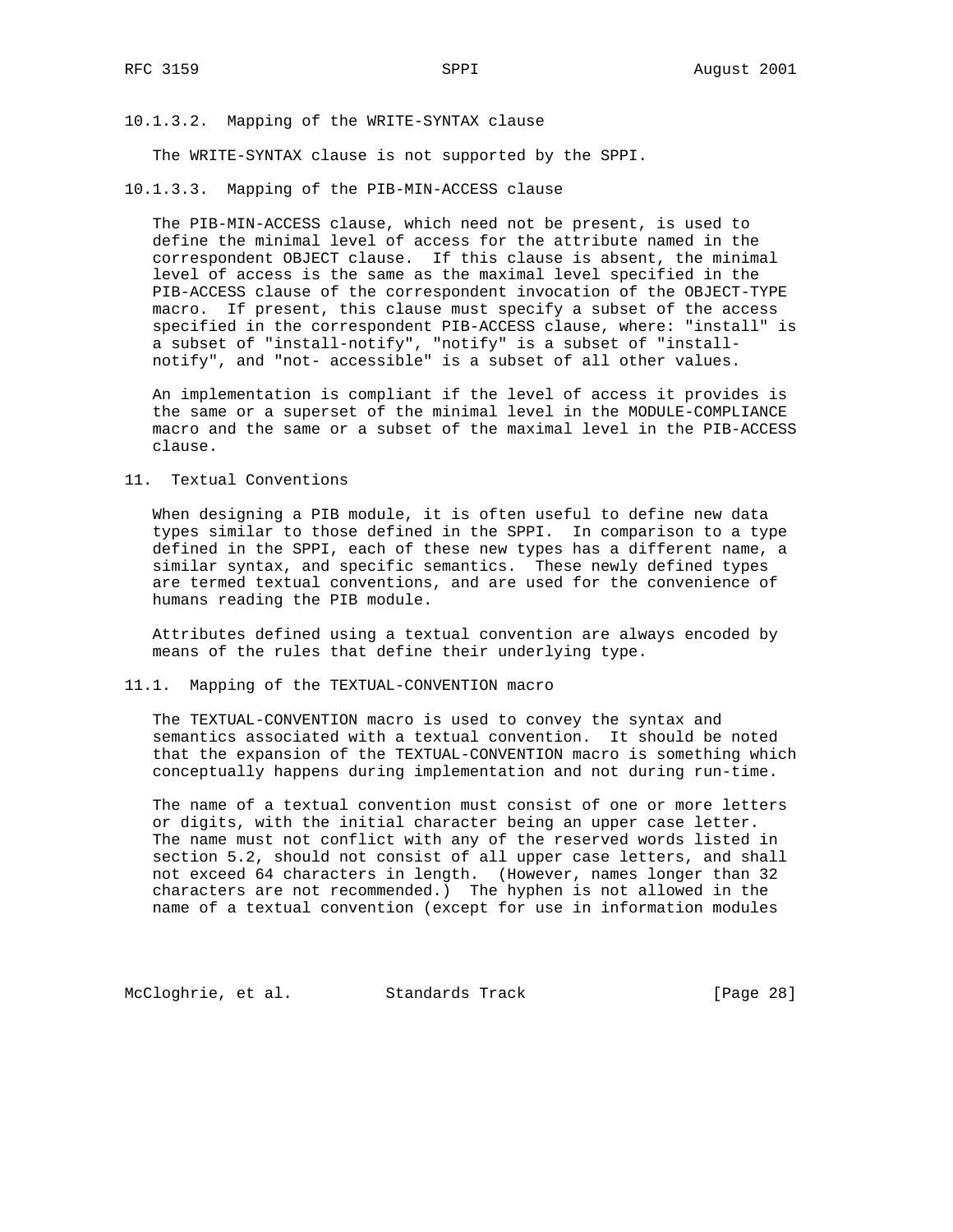#### 10.1.3.2. Mapping of the WRITE-SYNTAX clause

The WRITE-SYNTAX clause is not supported by the SPPI.

#### 10.1.3.3. Mapping of the PIB-MIN-ACCESS clause

The PIB-MIN-ACCESS clause, which need not be present, is used to define the minimal level of access for the attribute named in the correspondent OBJECT clause. If this clause is absent, the minimal level of access is the same as the maximal level specified in the PIB-ACCESS clause of the correspondent invocation of the OBJECT-TYPE macro. If present, this clause must specify a subset of the access specified in the correspondent PIB-ACCESS clause, where: "install" is a subset of "install-notify", "notify" is a subset of "install-notify", and "not- accessible" is a subset of all other values.

An implementation is compliant if the level of access it provides is the same or a superset of the minimal level in the MODULE-COMPLIANCE macro and the same or a subset of the maximal level in the PIB-ACCESS clause.

## 11. Textual Conventions

When designing a PIB module, it is often useful to define new data types similar to those defined in the SPPI. In comparison to a type defined in the SPPI, each of these new types has a different name, a similar syntax, and specific semantics. These newly defined types are termed textual conventions, and are used for the convenience of humans reading the PIB module.

Attributes defined using a textual convention are always encoded by means of the rules that define their underlying type.

### 11.1. Mapping of the TEXTUAL-CONVENTION macro

The TEXTUAL-CONVENTION macro is used to convey the syntax and semantics associated with a textual convention. It should be noted that the expansion of the TEXTUAL-CONVENTION macro is something which conceptually happens during implementation and not during run-time.

The name of a textual convention must consist of one or more letters or digits, with the initial character being an upper case letter. The name must not conflict with any of the reserved words listed in section 5.2, should not consist of all upper case letters, and shall not exceed 64 characters in length. (However, names longer than 32 characters are not recommended.) The hyphen is not allowed in the name of a textual convention (except for use in information modules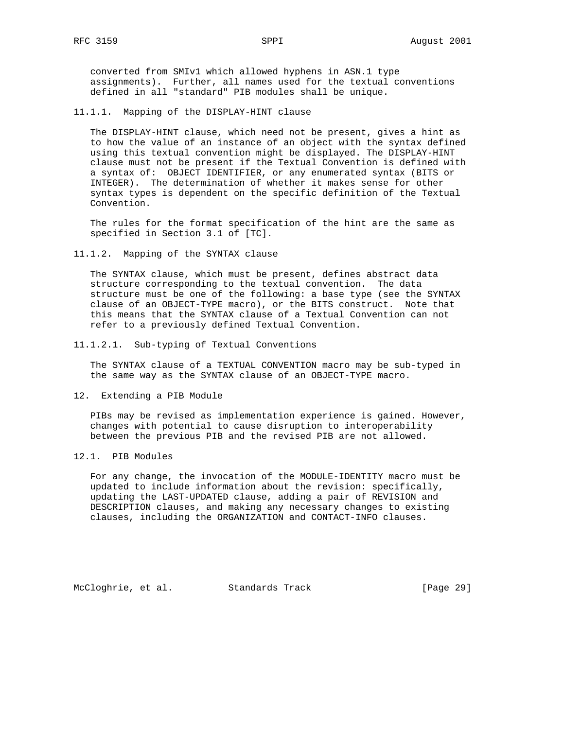converted from SMIv1 which allowed hyphens in ASN.1 type assignments). Further, all names used for the textual conventions defined in all "standard" PIB modules shall be unique.

#### 11.1.1. Mapping of the DISPLAY-HINT clause

The DISPLAY-HINT clause, which need not be present, gives a hint as to how the value of an instance of an object with the syntax defined using this textual convention might be displayed. The DISPLAY-HINT clause must not be present if the Textual Convention is defined with a syntax of: OBJECT IDENTIFIER, or any enumerated syntax (BITS or INTEGER). The determination of whether it makes sense for other syntax types is dependent on the specific definition of the Textual Convention.

The rules for the format specification of the hint are the same as specified in Section 3.1 of [TC].

#### 11.1.2. Mapping of the SYNTAX clause

The SYNTAX clause, which must be present, defines abstract data structure corresponding to the textual convention. The data structure must be one of the following: a base type (see the SYNTAX clause of an OBJECT-TYPE macro), or the BITS construct. Note that this means that the SYNTAX clause of a Textual Convention can not refer to a previously defined Textual Convention.

##### 11.1.2.1. Sub-typing of Textual Conventions

The SYNTAX clause of a TEXTUAL CONVENTION macro may be sub-typed in the same way as the SYNTAX clause of an OBJECT-TYPE macro.

## 12. Extending a PIB Module

PIBs may be revised as implementation experience is gained. However, changes with potential to cause disruption to interoperability between the previous PIB and the revised PIB are not allowed.

### 12.1. PIB Modules

For any change, the invocation of the MODULE-IDENTITY macro must be updated to include information about the revision: specifically, updating the LAST-UPDATED clause, adding a pair of REVISION and DESCRIPTION clauses, and making any necessary changes to existing clauses, including the ORGANIZATION and CONTACT-INFO clauses.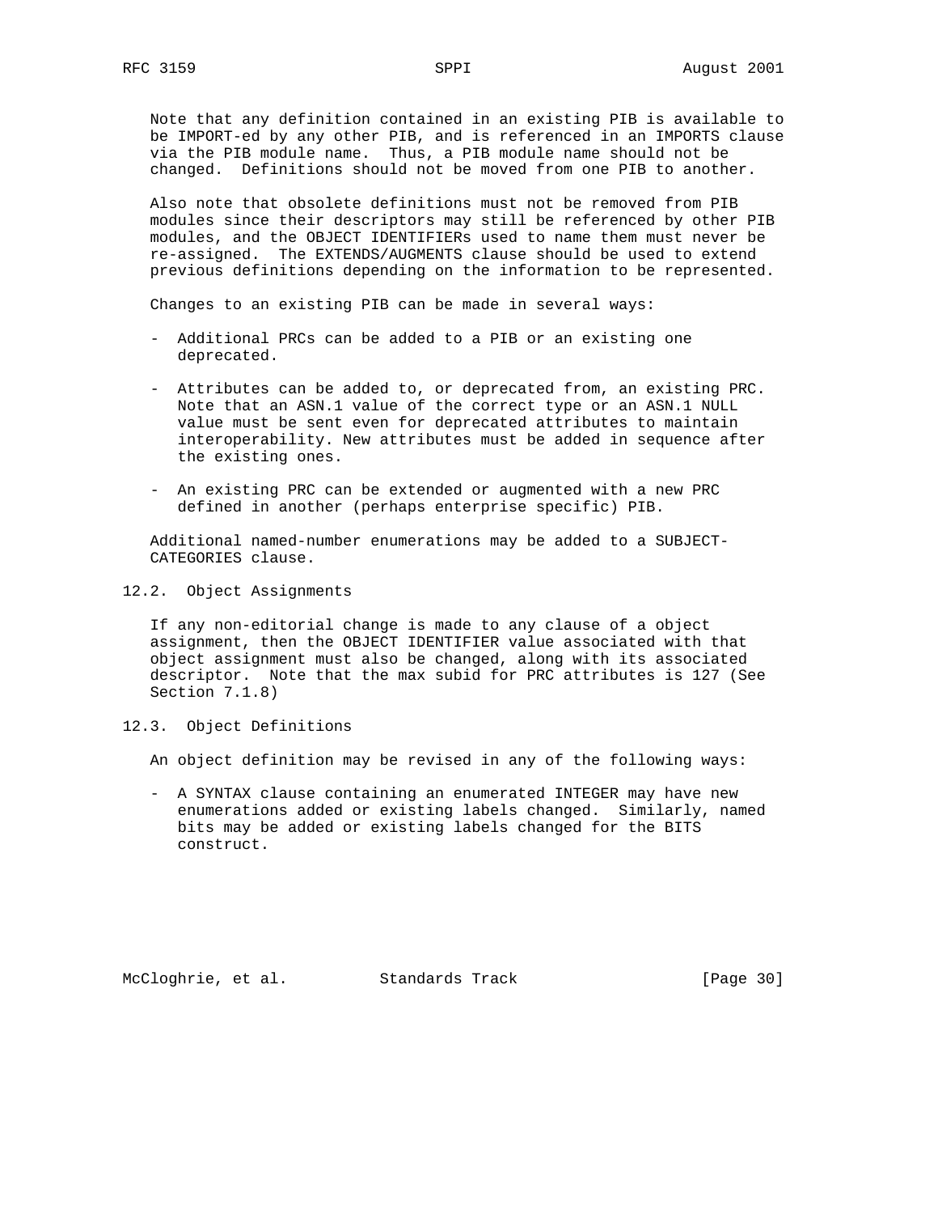Note that any definition contained in an existing PIB is available to be IMPORT-ed by any other PIB, and is referenced in an IMPORTS clause via the PIB module name. Thus, a PIB module name should not be changed. Definitions should not be moved from one PIB to another.

Also note that obsolete definitions must not be removed from PIB modules since their descriptors may still be referenced by other PIB modules, and the OBJECT IDENTIFIERs used to name them must never be re-assigned. The EXTENDS/AUGMENTS clause should be used to extend previous definitions depending on the information to be represented.

Changes to an existing PIB can be made in several ways:

- Additional PRCs can be added to a PIB or an existing one deprecated.

- Attributes can be added to, or deprecated from, an existing PRC. Note that an ASN.1 value of the correct type or an ASN.1 NULL value must be sent even for deprecated attributes to maintain interoperability. New attributes must be added in sequence after the existing ones.

- An existing PRC can be extended or augmented with a new PRC defined in another (perhaps enterprise specific) PIB.

Additional named-number enumerations may be added to a SUBJECT-CATEGORIES clause.

## 12.2. Object Assignments

If any non-editorial change is made to any clause of a object assignment, then the OBJECT IDENTIFIER value associated with that object assignment must also be changed, along with its associated descriptor. Note that the max subid for PRC attributes is 127 (See Section 7.1.8)

## 12.3. Object Definitions

An object definition may be revised in any of the following ways:

- A SYNTAX clause containing an enumerated INTEGER may have new enumerations added or existing labels changed. Similarly, named bits may be added or existing labels changed for the BITS construct.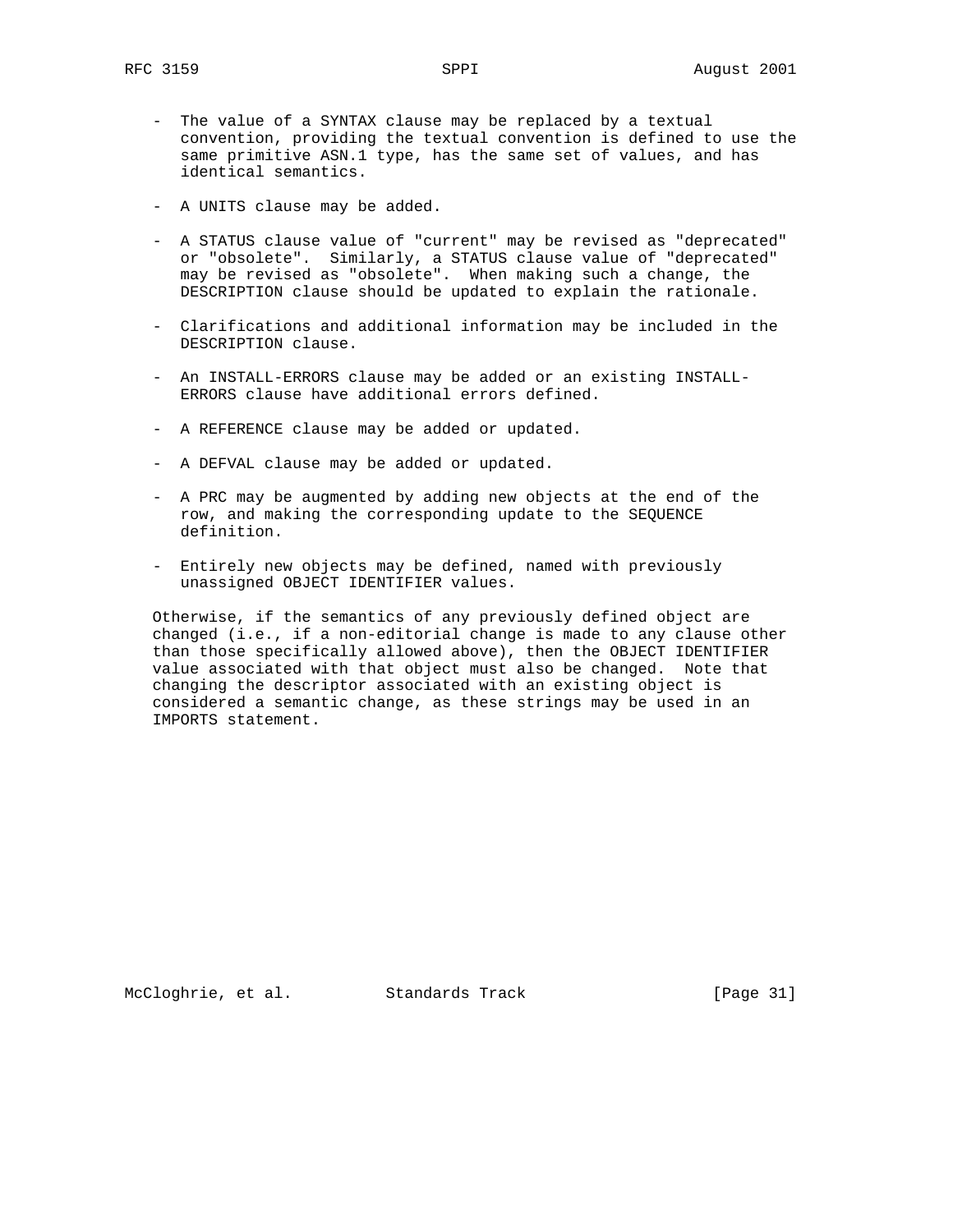- The value of a SYNTAX clause may be replaced by a textual convention, providing the textual convention is defined to use the same primitive ASN.1 type, has the same set of values, and has identical semantics.

- A UNITS clause may be added.

- A STATUS clause value of "current" may be revised as "deprecated" or "obsolete". Similarly, a STATUS clause value of "deprecated" may be revised as "obsolete". When making such a change, the DESCRIPTION clause should be updated to explain the rationale.

- Clarifications and additional information may be included in the DESCRIPTION clause.

- An INSTALL-ERRORS clause may be added or an existing INSTALL-ERRORS clause have additional errors defined.

- A REFERENCE clause may be added or updated.

- A DEFVAL clause may be added or updated.

- A PRC may be augmented by adding new objects at the end of the row, and making the corresponding update to the SEQUENCE definition.

- Entirely new objects may be defined, named with previously unassigned OBJECT IDENTIFIER values.

Otherwise, if the semantics of any previously defined object are changed (i.e., if a non-editorial change is made to any clause other than those specifically allowed above), then the OBJECT IDENTIFIER value associated with that object must also be changed. Note that changing the descriptor associated with an existing object is considered a semantic change, as these strings may be used in an IMPORTS statement.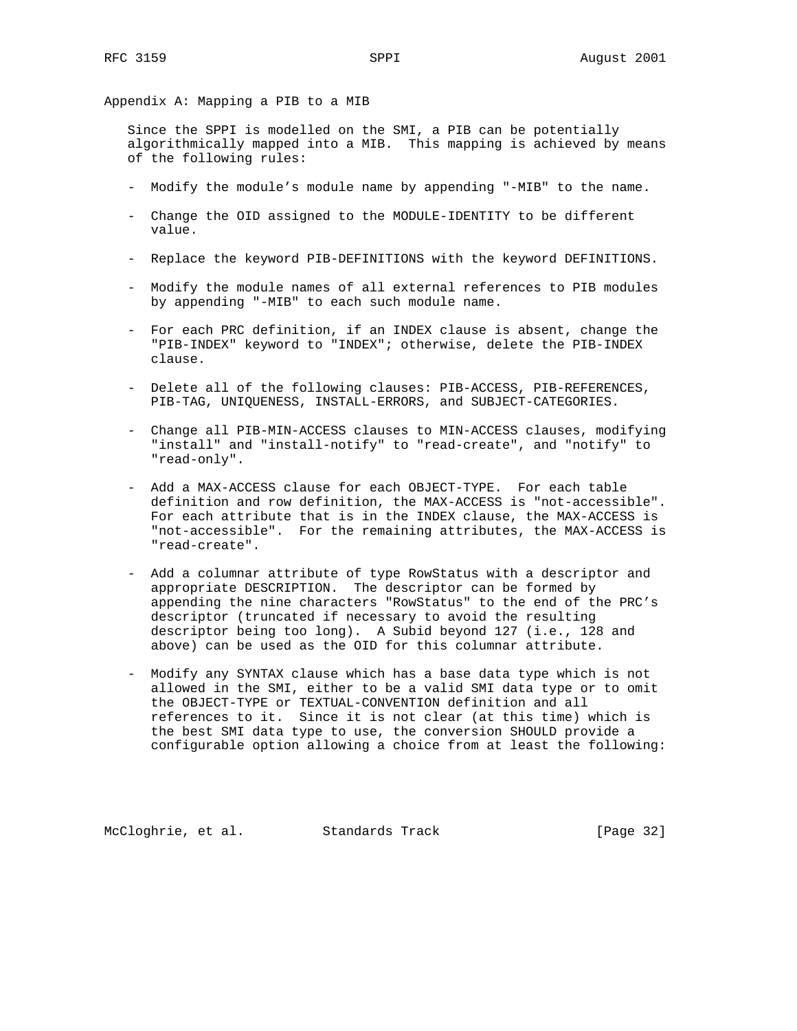## Appendix A: Mapping a PIB to a MIB

Since the SPPI is modelled on the SMI, a PIB can be potentially algorithmically mapped into a MIB. This mapping is achieved by means of the following rules:

- Modify the module's module name by appending "-MIB" to the name.

- Change the OID assigned to the MODULE-IDENTITY to be different value.

- Replace the keyword PIB-DEFINITIONS with the keyword DEFINITIONS.

- Modify the module names of all external references to PIB modules by appending "-MIB" to each such module name.

- For each PRC definition, if an INDEX clause is absent, change the "PIB-INDEX" keyword to "INDEX"; otherwise, delete the PIB-INDEX clause.

- Delete all of the following clauses: PIB-ACCESS, PIB-REFERENCES, PIB-TAG, UNIQUENESS, INSTALL-ERRORS, and SUBJECT-CATEGORIES.

- Change all PIB-MIN-ACCESS clauses to MIN-ACCESS clauses, modifying "install" and "install-notify" to "read-create", and "notify" to "read-only".

- Add a MAX-ACCESS clause for each OBJECT-TYPE. For each table definition and row definition, the MAX-ACCESS is "not-accessible". For each attribute that is in the INDEX clause, the MAX-ACCESS is "not-accessible". For the remaining attributes, the MAX-ACCESS is "read-create".

- Add a columnar attribute of type RowStatus with a descriptor and appropriate DESCRIPTION. The descriptor can be formed by appending the nine characters "RowStatus" to the end of the PRC's descriptor (truncated if necessary to avoid the resulting descriptor being too long). A Subid beyond 127 (i.e., 128 and above) can be used as the OID for this columnar attribute.

- Modify any SYNTAX clause which has a base data type which is not allowed in the SMI, either to be a valid SMI data type or to omit the OBJECT-TYPE or TEXTUAL-CONVENTION definition and all references to it. Since it is not clear (at this time) which is the best SMI data type to use, the conversion SHOULD provide a configurable option allowing a choice from at least the following: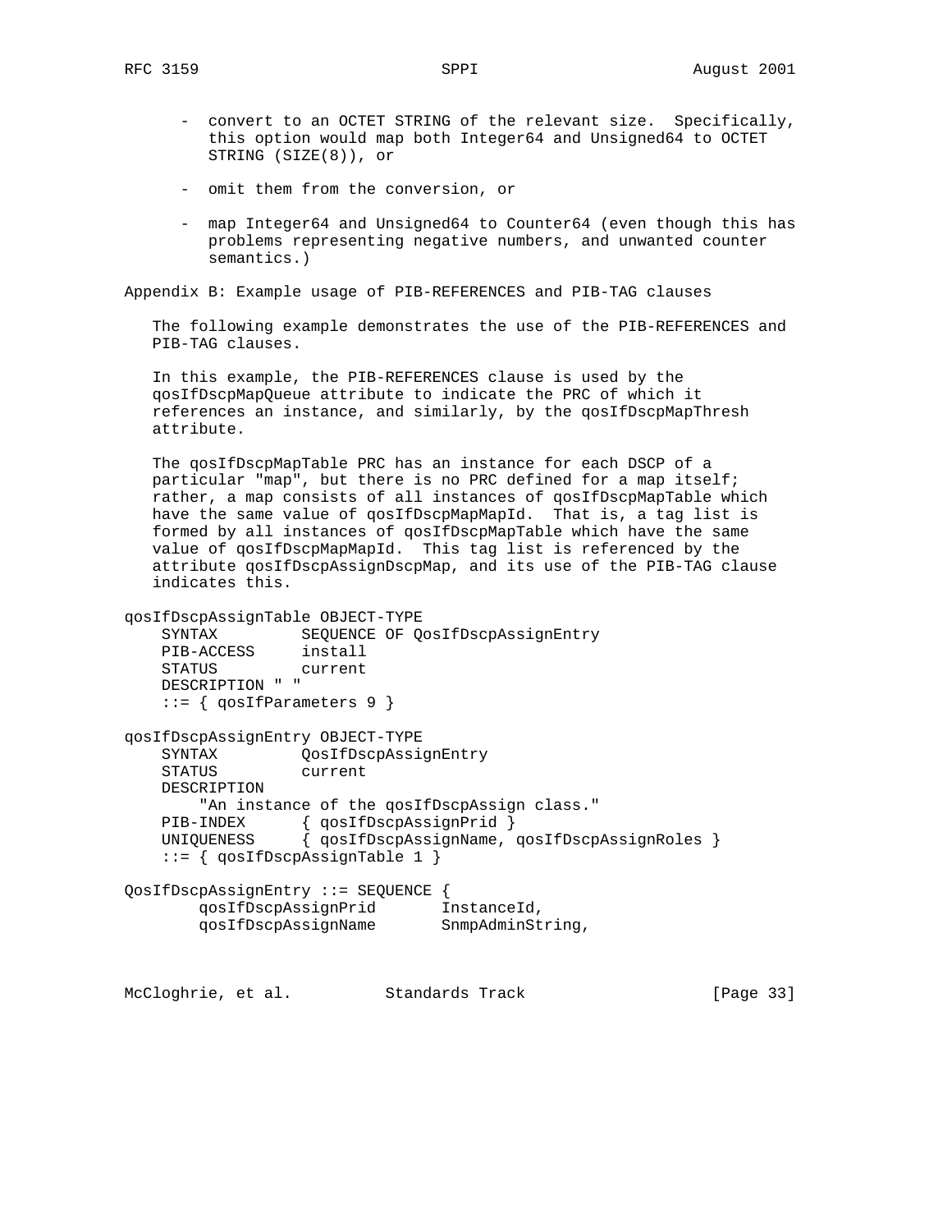- convert to an OCTET STRING of the relevant size. Specifically, this option would map both Integer64 and Unsigned64 to OCTET STRING (SIZE(8)), or

- omit them from the conversion, or

- map Integer64 and Unsigned64 to Counter64 (even though this has problems representing negative numbers, and unwanted counter semantics.)

## Appendix B: Example usage of PIB-REFERENCES and PIB-TAG clauses

The following example demonstrates the use of the PIB-REFERENCES and PIB-TAG clauses.

In this example, the PIB-REFERENCES clause is used by the qosIfDscpMapQueue attribute to indicate the PRC of which it references an instance, and similarly, by the qosIfDscpMapThresh attribute.

The qosIfDscpMapTable PRC has an instance for each DSCP of a particular "map", but there is no PRC defined for a map itself; rather, a map consists of all instances of qosIfDscpMapTable which have the same value of qosIfDscpMapMapId. That is, a tag list is formed by all instances of qosIfDscpMapTable which have the same value of qosIfDscpMapMapId. This tag list is referenced by the attribute qosIfDscpAssignDscpMap, and its use of the PIB-TAG clause indicates this.

```
qosIfDscpAssignTable OBJECT-TYPE
    SYNTAX         SEQUENCE OF QosIfDscpAssignEntry
    PIB-ACCESS     install
    STATUS         current
    DESCRIPTION " "
    ::= { qosIfParameters 9 }

qosIfDscpAssignEntry OBJECT-TYPE
    SYNTAX         QosIfDscpAssignEntry
    STATUS         current
    DESCRIPTION
        "An instance of the qosIfDscpAssign class."
    PIB-INDEX      { qosIfDscpAssignPrid }
    UNIQUENESS     { qosIfDscpAssignName, qosIfDscpAssignRoles }
    ::= { qosIfDscpAssignTable 1 }

QosIfDscpAssignEntry ::= SEQUENCE {
        qosIfDscpAssignPrid       InstanceId,
        qosIfDscpAssignName       SnmpAdminString,
```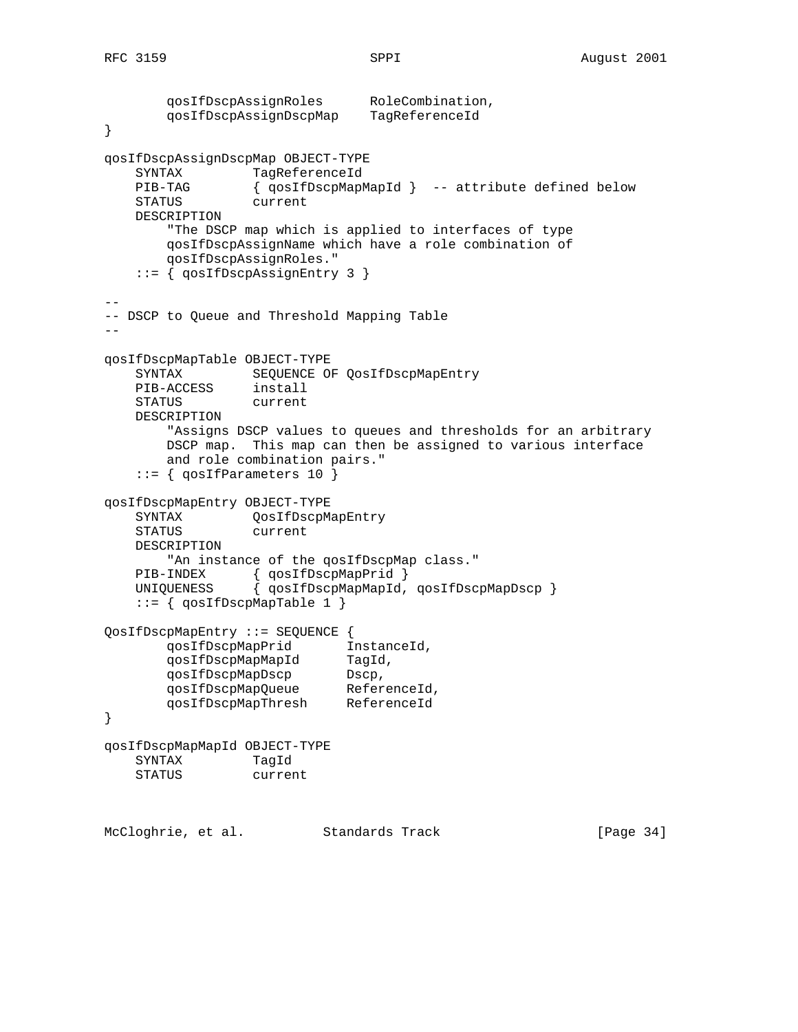```
        qosIfDscpAssignRoles      RoleCombination,
        qosIfDscpAssignDscpMap    TagReferenceId
}

qosIfDscpAssignDscpMap OBJECT-TYPE
    SYNTAX         TagReferenceId
    PIB-TAG        { qosIfDscpMapMapId }  -- attribute defined below
    STATUS         current
    DESCRIPTION
        "The DSCP map which is applied to interfaces of type
        qosIfDscpAssignName which have a role combination of
        qosIfDscpAssignRoles."
    ::= { qosIfDscpAssignEntry 3 }

--
-- DSCP to Queue and Threshold Mapping Table
--

qosIfDscpMapTable OBJECT-TYPE
    SYNTAX         SEQUENCE OF QosIfDscpMapEntry
    PIB-ACCESS     install
    STATUS         current
    DESCRIPTION
        "Assigns DSCP values to queues and thresholds for an arbitrary
        DSCP map.  This map can then be assigned to various interface
        and role combination pairs."
    ::= { qosIfParameters 10 }

qosIfDscpMapEntry OBJECT-TYPE
    SYNTAX         QosIfDscpMapEntry
    STATUS         current
    DESCRIPTION
        "An instance of the qosIfDscpMap class."
    PIB-INDEX      { qosIfDscpMapPrid }
    UNIQUENESS     { qosIfDscpMapMapId, qosIfDscpMapDscp }
    ::= { qosIfDscpMapTable 1 }

QosIfDscpMapEntry ::= SEQUENCE {
        qosIfDscpMapPrid       InstanceId,
        qosIfDscpMapMapId      TagId,
        qosIfDscpMapDscp       Dscp,
        qosIfDscpMapQueue      ReferenceId,
        qosIfDscpMapThresh     ReferenceId
}

qosIfDscpMapMapId OBJECT-TYPE
    SYNTAX         TagId
    STATUS         current
```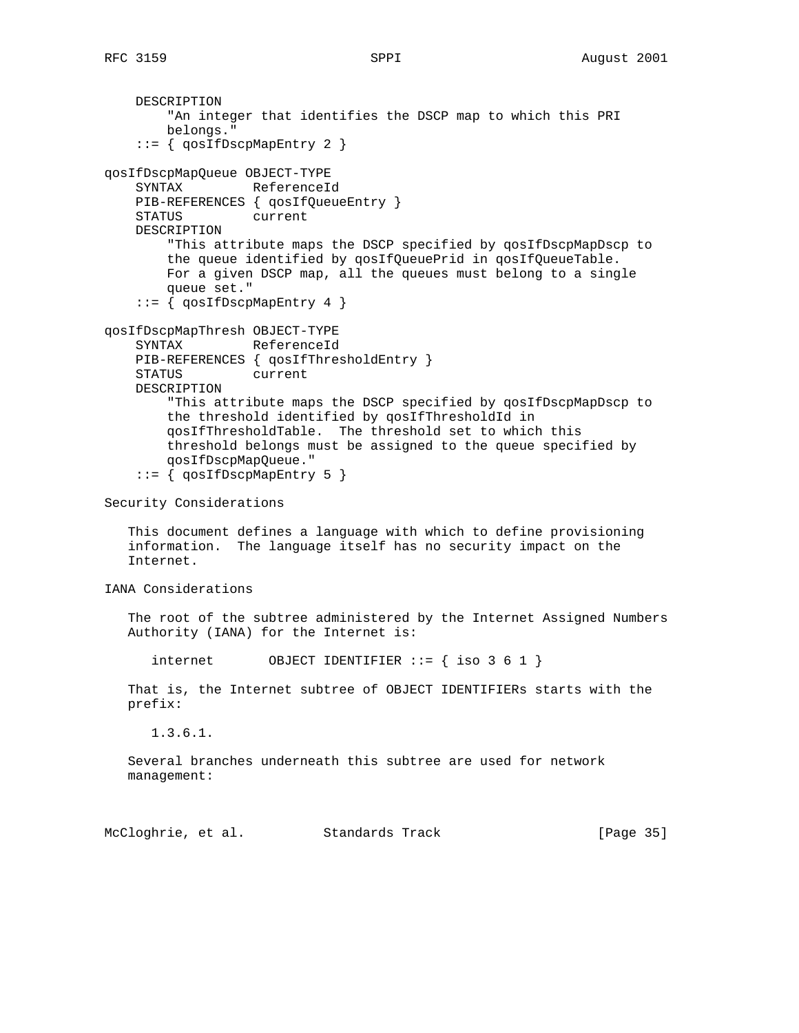```
    DESCRIPTION
        "An integer that identifies the DSCP map to which this PRI
        belongs."
    ::= { qosIfDscpMapEntry 2 }

qosIfDscpMapQueue OBJECT-TYPE
    SYNTAX         ReferenceId
    PIB-REFERENCES { qosIfQueueEntry }
    STATUS         current
    DESCRIPTION
        "This attribute maps the DSCP specified by qosIfDscpMapDscp to
        the queue identified by qosIfQueuePrid in qosIfQueueTable.
        For a given DSCP map, all the queues must belong to a single
        queue set."
    ::= { qosIfDscpMapEntry 4 }

qosIfDscpMapThresh OBJECT-TYPE
    SYNTAX         ReferenceId
    PIB-REFERENCES { qosIfThresholdEntry }
    STATUS         current
    DESCRIPTION
        "This attribute maps the DSCP specified by qosIfDscpMapDscp to
        the threshold identified by qosIfThresholdId in
        qosIfThresholdTable.  The threshold set to which this
        threshold belongs must be assigned to the queue specified by
        qosIfDscpMapQueue."
    ::= { qosIfDscpMapEntry 5 }
```

## Security Considerations

This document defines a language with which to define provisioning information. The language itself has no security impact on the Internet.

## IANA Considerations

The root of the subtree administered by the Internet Assigned Numbers Authority (IANA) for the Internet is:

```
   internet       OBJECT IDENTIFIER ::= { iso 3 6 1 }
```

That is, the Internet subtree of OBJECT IDENTIFIERs starts with the prefix:

```
   1.3.6.1.
```

Several branches underneath this subtree are used for network management: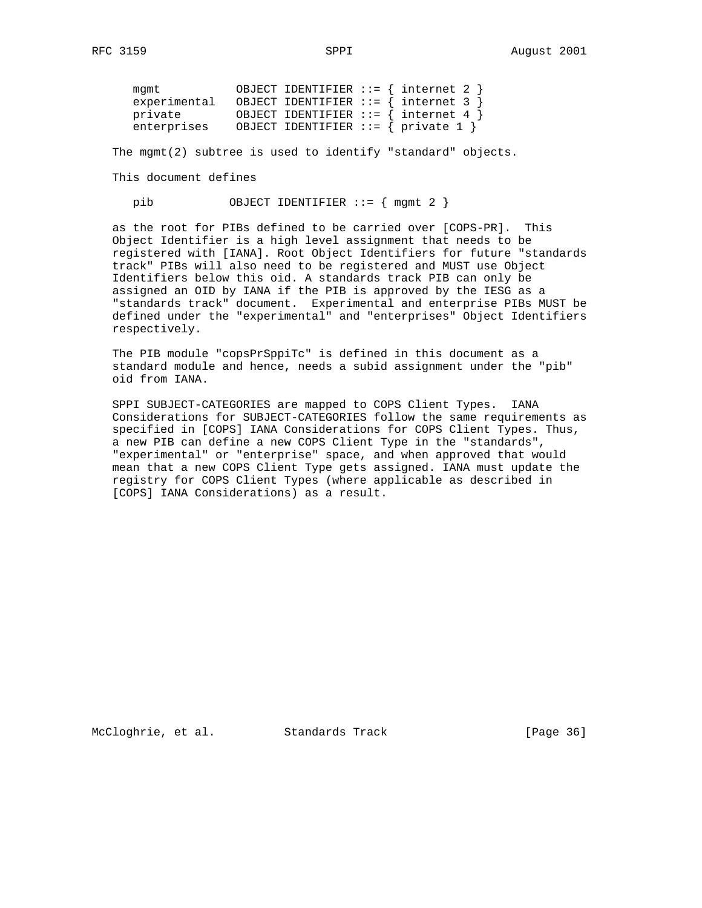```
mgmt           OBJECT IDENTIFIER ::= { internet 2 }
experimental   OBJECT IDENTIFIER ::= { internet 3 }
private        OBJECT IDENTIFIER ::= { internet 4 }
enterprises    OBJECT IDENTIFIER ::= { private 1 }
```

The mgmt(2) subtree is used to identify "standard" objects.

This document defines

```
pib           OBJECT IDENTIFIER ::= { mgmt 2 }
```

as the root for PIBs defined to be carried over [COPS-PR]. This Object Identifier is a high level assignment that needs to be registered with [IANA]. Root Object Identifiers for future "standards track" PIBs will also need to be registered and MUST use Object Identifiers below this oid. A standards track PIB can only be assigned an OID by IANA if the PIB is approved by the IESG as a "standards track" document. Experimental and enterprise PIBs MUST be defined under the "experimental" and "enterprises" Object Identifiers respectively.

The PIB module "copsPrSppiTc" is defined in this document as a standard module and hence, needs a subid assignment under the "pib" oid from IANA.

SPPI SUBJECT-CATEGORIES are mapped to COPS Client Types. IANA Considerations for SUBJECT-CATEGORIES follow the same requirements as specified in [COPS] IANA Considerations for COPS Client Types. Thus, a new PIB can define a new COPS Client Type in the "standards", "experimental" or "enterprise" space, and when approved that would mean that a new COPS Client Type gets assigned. IANA must update the registry for COPS Client Types (where applicable as described in [COPS] IANA Considerations) as a result.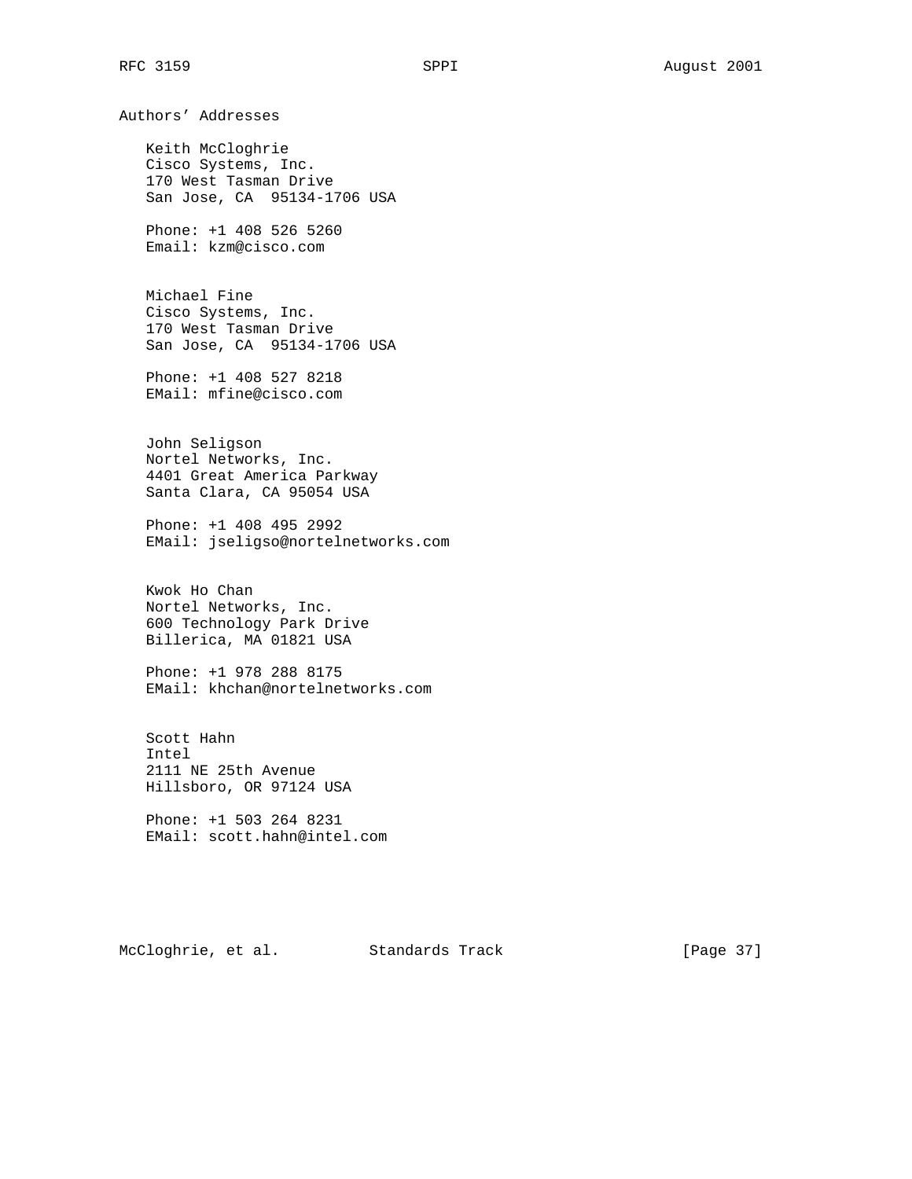## Authors' Addresses

Keith McCloghrie
Cisco Systems, Inc.
170 West Tasman Drive
San Jose, CA  95134-1706 USA

Phone: +1 408 526 5260
Email: kzm@cisco.com

Michael Fine
Cisco Systems, Inc.
170 West Tasman Drive
San Jose, CA  95134-1706 USA

Phone: +1 408 527 8218
EMail: mfine@cisco.com

John Seligson
Nortel Networks, Inc.
4401 Great America Parkway
Santa Clara, CA 95054 USA

Phone: +1 408 495 2992
EMail: jseligso@nortelnetworks.com

Kwok Ho Chan
Nortel Networks, Inc.
600 Technology Park Drive
Billerica, MA 01821 USA

Phone: +1 978 288 8175
EMail: khchan@nortelnetworks.com

Scott Hahn
Intel
2111 NE 25th Avenue
Hillsboro, OR 97124 USA

Phone: +1 503 264 8231
EMail: scott.hahn@intel.com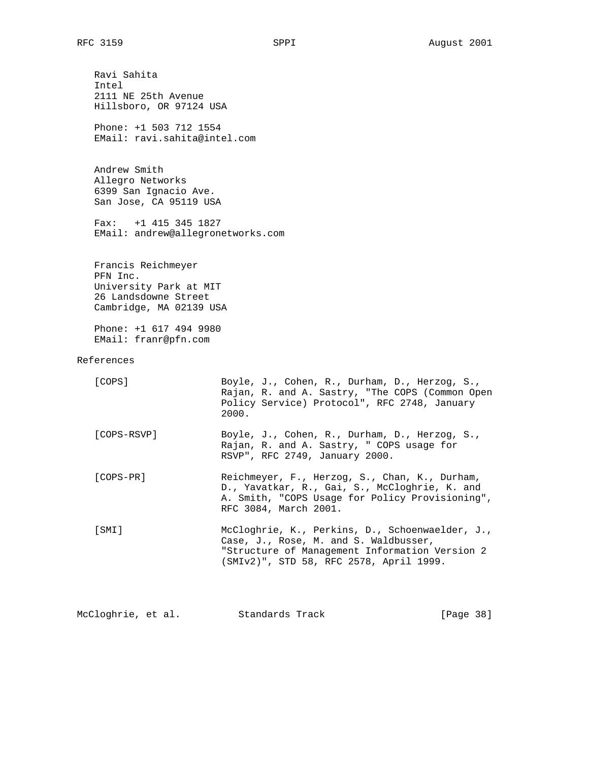Ravi Sahita
Intel
2111 NE 25th Avenue
Hillsboro, OR 97124 USA

Phone: +1 503 712 1554
EMail: ravi.sahita@intel.com

Andrew Smith
Allegro Networks
6399 San Ignacio Ave.
San Jose, CA 95119 USA

Fax: +1 415 345 1827
EMail: andrew@allegronetworks.com

Francis Reichmeyer
PFN Inc.
University Park at MIT
26 Landsdowne Street
Cambridge, MA 02139 USA

Phone: +1 617 494 9980
EMail: franr@pfn.com

## References

[COPS] Boyle, J., Cohen, R., Durham, D., Herzog, S., Rajan, R. and A. Sastry, "The COPS (Common Open Policy Service) Protocol", RFC 2748, January 2000.

[COPS-RSVP] Boyle, J., Cohen, R., Durham, D., Herzog, S., Rajan, R. and A. Sastry, " COPS usage for RSVP", RFC 2749, January 2000.

[COPS-PR] Reichmeyer, F., Herzog, S., Chan, K., Durham, D., Yavatkar, R., Gai, S., McCloghrie, K. and A. Smith, "COPS Usage for Policy Provisioning", RFC 3084, March 2001.

[SMI] McCloghrie, K., Perkins, D., Schoenwaelder, J., Case, J., Rose, M. and S. Waldbusser, "Structure of Management Information Version 2 (SMIv2)", STD 58, RFC 2578, April 1999.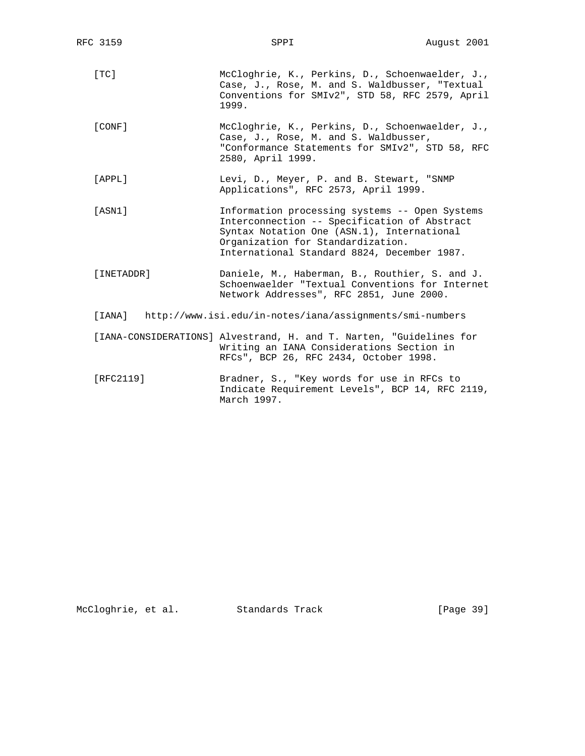[TC] McCloghrie, K., Perkins, D., Schoenwaelder, J., Case, J., Rose, M. and S. Waldbusser, "Textual Conventions for SMIv2", STD 58, RFC 2579, April 1999.

[CONF] McCloghrie, K., Perkins, D., Schoenwaelder, J., Case, J., Rose, M. and S. Waldbusser, "Conformance Statements for SMIv2", STD 58, RFC 2580, April 1999.

[APPL] Levi, D., Meyer, P. and B. Stewart, "SNMP Applications", RFC 2573, April 1999.

[ASN1] Information processing systems -- Open Systems Interconnection -- Specification of Abstract Syntax Notation One (ASN.1), International Organization for Standardization. International Standard 8824, December 1987.

[INETADDR] Daniele, M., Haberman, B., Routhier, S. and J. Schoenwaelder "Textual Conventions for Internet Network Addresses", RFC 2851, June 2000.

[IANA] http://www.isi.edu/in-notes/iana/assignments/smi-numbers

[IANA-CONSIDERATIONS] Alvestrand, H. and T. Narten, "Guidelines for Writing an IANA Considerations Section in RFCs", BCP 26, RFC 2434, October 1998.

[RFC2119] Bradner, S., "Key words for use in RFCs to Indicate Requirement Levels", BCP 14, RFC 2119, March 1997.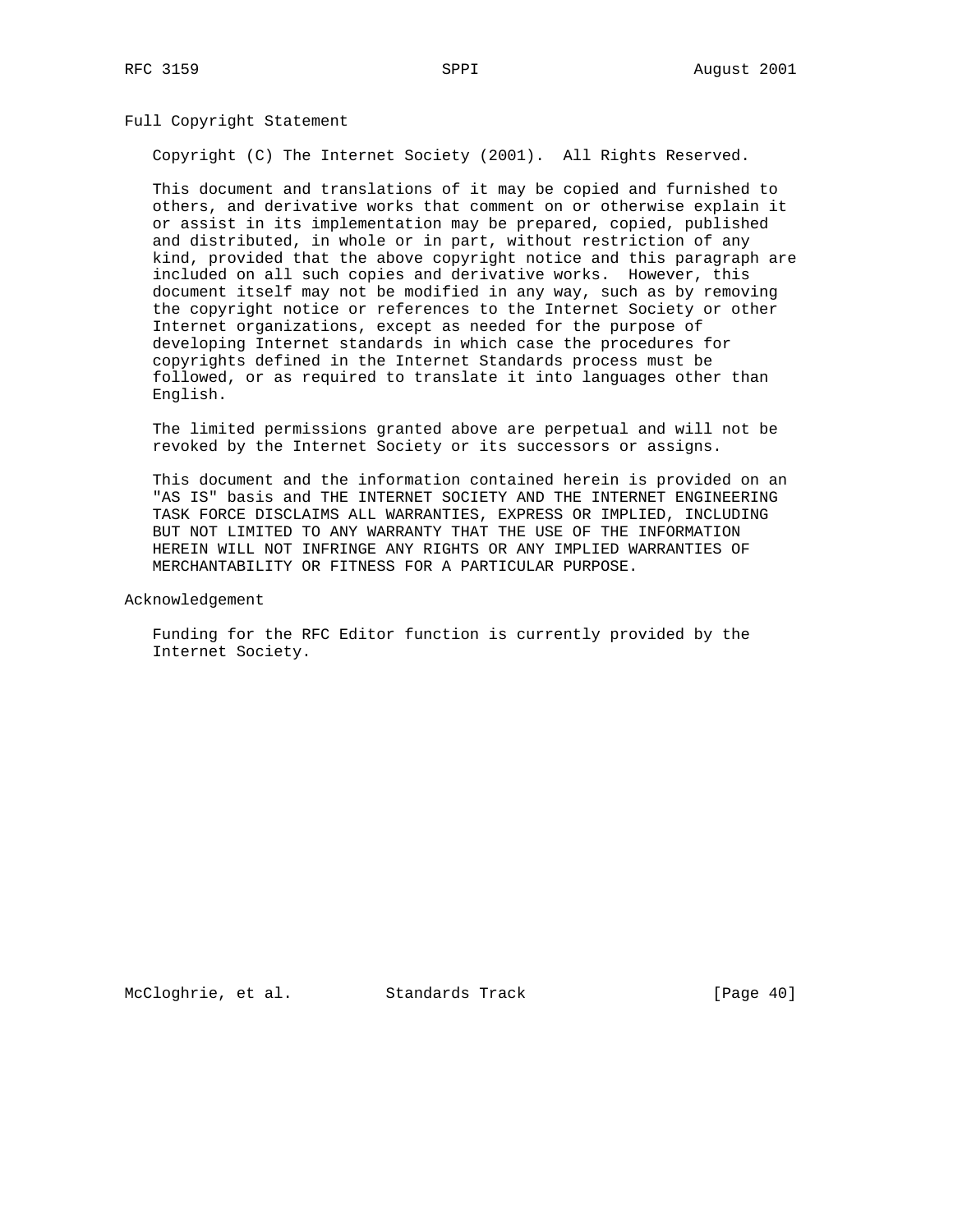## Full Copyright Statement

Copyright (C) The Internet Society (2001). All Rights Reserved.

This document and translations of it may be copied and furnished to others, and derivative works that comment on or otherwise explain it or assist in its implementation may be prepared, copied, published and distributed, in whole or in part, without restriction of any kind, provided that the above copyright notice and this paragraph are included on all such copies and derivative works. However, this document itself may not be modified in any way, such as by removing the copyright notice or references to the Internet Society or other Internet organizations, except as needed for the purpose of developing Internet standards in which case the procedures for copyrights defined in the Internet Standards process must be followed, or as required to translate it into languages other than English.

The limited permissions granted above are perpetual and will not be revoked by the Internet Society or its successors or assigns.

This document and the information contained herein is provided on an "AS IS" basis and THE INTERNET SOCIETY AND THE INTERNET ENGINEERING TASK FORCE DISCLAIMS ALL WARRANTIES, EXPRESS OR IMPLIED, INCLUDING BUT NOT LIMITED TO ANY WARRANTY THAT THE USE OF THE INFORMATION HEREIN WILL NOT INFRINGE ANY RIGHTS OR ANY IMPLIED WARRANTIES OF MERCHANTABILITY OR FITNESS FOR A PARTICULAR PURPOSE.

## Acknowledgement

Funding for the RFC Editor function is currently provided by the Internet Society.